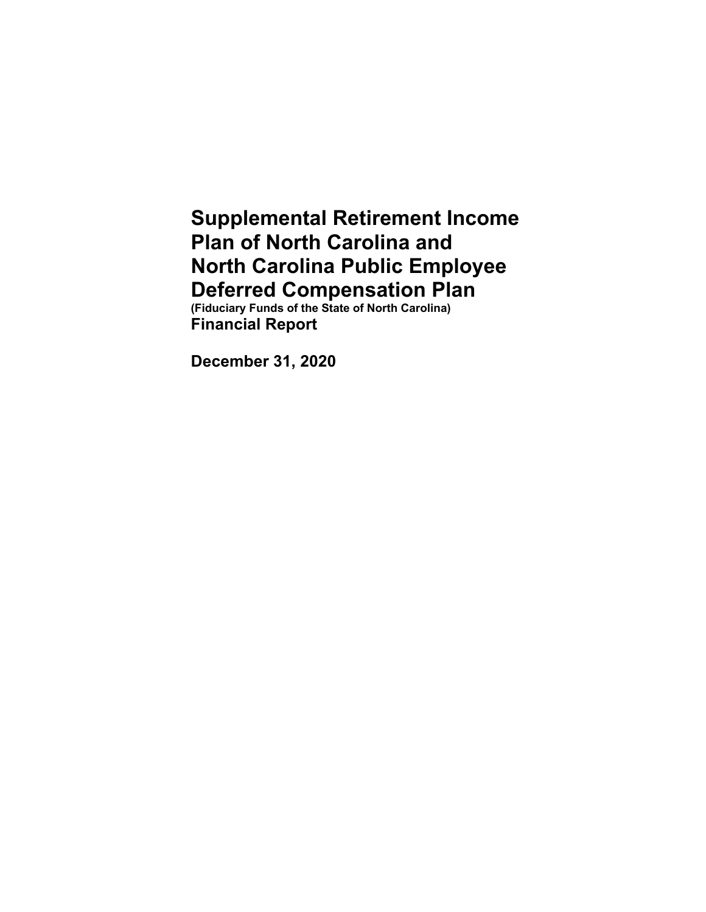# Supplemental Retirement Income Plan of North Carolina and North Carolina Public Employee Deferred Compensation Plan

**(Fiduciary Funds of the State of North Carolina)**

**Financial Report**

**December 31, 2020**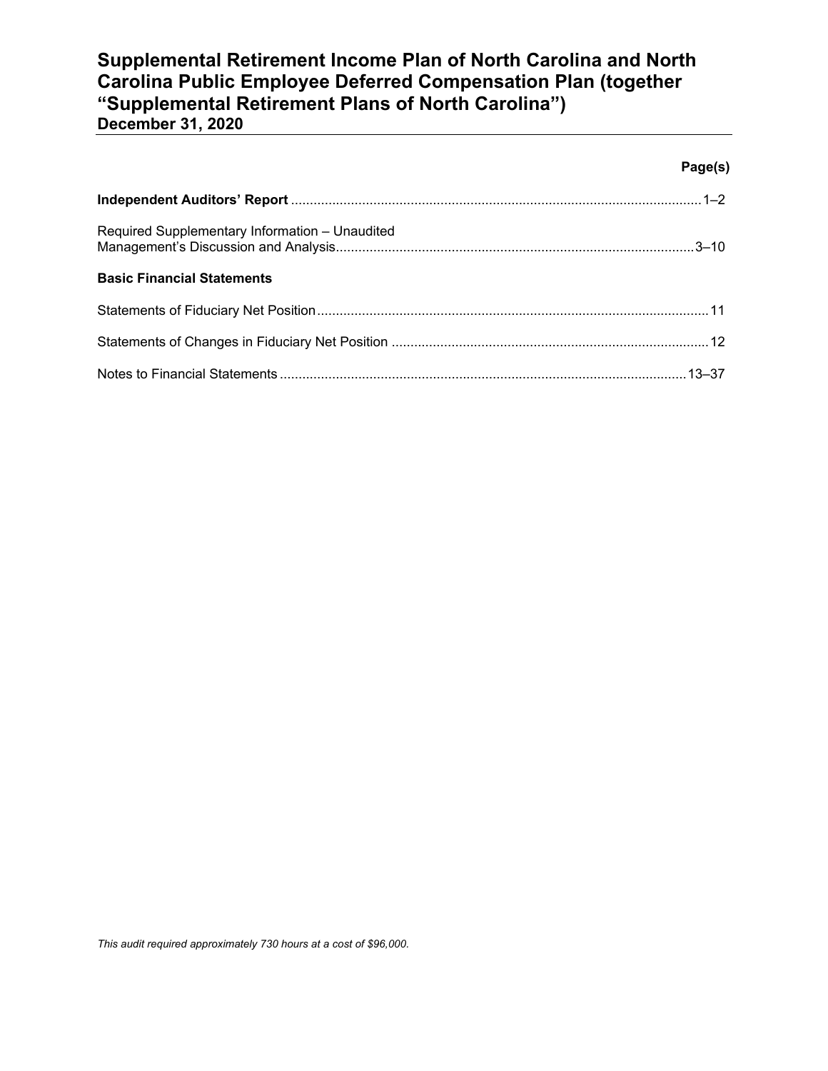# Supplemental Retirement Income Plan of North Carolina and North Carolina Public Employee Deferred Compensation Plan (together "Supplemental Retirement Plans of North Carolina")

## December 31, 2020

| | Page(s) |
|---|---|
| **Independent Auditors' Report** | 1–2 |
| Required Supplementary Information – Unaudited<br>Management's Discussion and Analysis | 3–10 |
| **Basic Financial Statements** | |
| Statements of Fiduciary Net Position | 11 |
| Statements of Changes in Fiduciary Net Position | 12 |
| Notes to Financial Statements | 13–37 |

*This audit required approximately 730 hours at a cost of $96,000.*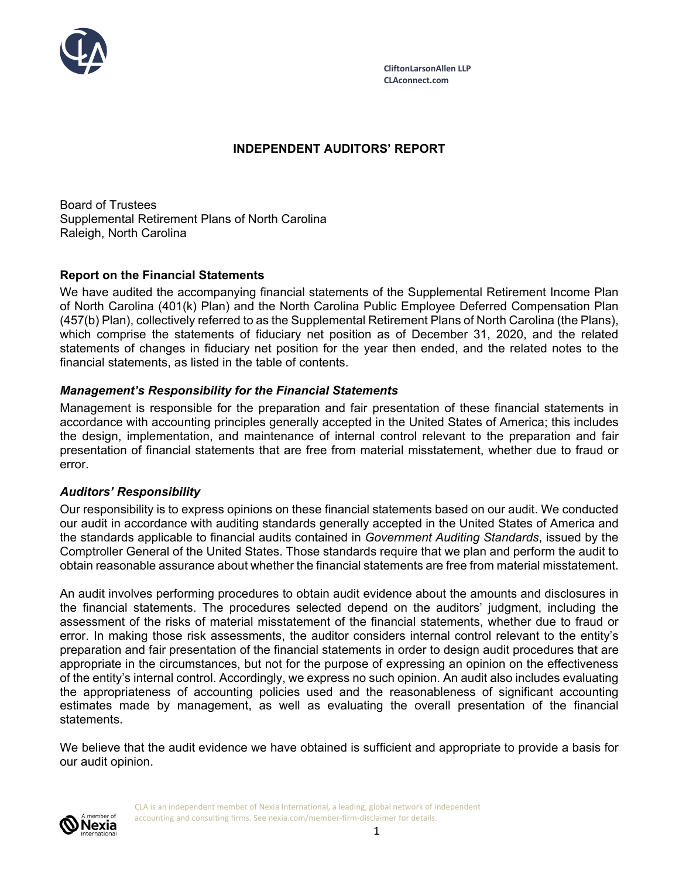CliftonLarsonAllen LLP
CLAconnect.com

# INDEPENDENT AUDITORS' REPORT

Board of Trustees
Supplemental Retirement Plans of North Carolina
Raleigh, North Carolina

## Report on the Financial Statements

We have audited the accompanying financial statements of the Supplemental Retirement Income Plan of North Carolina (401(k) Plan) and the North Carolina Public Employee Deferred Compensation Plan (457(b) Plan), collectively referred to as the Supplemental Retirement Plans of North Carolina (the Plans), which comprise the statements of fiduciary net position as of December 31, 2020, and the related statements of changes in fiduciary net position for the year then ended, and the related notes to the financial statements, as listed in the table of contents.

### *Management's Responsibility for the Financial Statements*

Management is responsible for the preparation and fair presentation of these financial statements in accordance with accounting principles generally accepted in the United States of America; this includes the design, implementation, and maintenance of internal control relevant to the preparation and fair presentation of financial statements that are free from material misstatement, whether due to fraud or error.

### *Auditors' Responsibility*

Our responsibility is to express opinions on these financial statements based on our audit. We conducted our audit in accordance with auditing standards generally accepted in the United States of America and the standards applicable to financial audits contained in *Government Auditing Standards*, issued by the Comptroller General of the United States. Those standards require that we plan and perform the audit to obtain reasonable assurance about whether the financial statements are free from material misstatement.

An audit involves performing procedures to obtain audit evidence about the amounts and disclosures in the financial statements. The procedures selected depend on the auditors' judgment, including the assessment of the risks of material misstatement of the financial statements, whether due to fraud or error. In making those risk assessments, the auditor considers internal control relevant to the entity's preparation and fair presentation of the financial statements in order to design audit procedures that are appropriate in the circumstances, but not for the purpose of expressing an opinion on the effectiveness of the entity's internal control. Accordingly, we express no such opinion. An audit also includes evaluating the appropriateness of accounting policies used and the reasonableness of significant accounting estimates made by management, as well as evaluating the overall presentation of the financial statements.

We believe that the audit evidence we have obtained is sufficient and appropriate to provide a basis for our audit opinion.

CLA is an independent member of Nexia International, a leading, global network of independent accounting and consulting firms. See nexia.com/member-firm-disclaimer for details.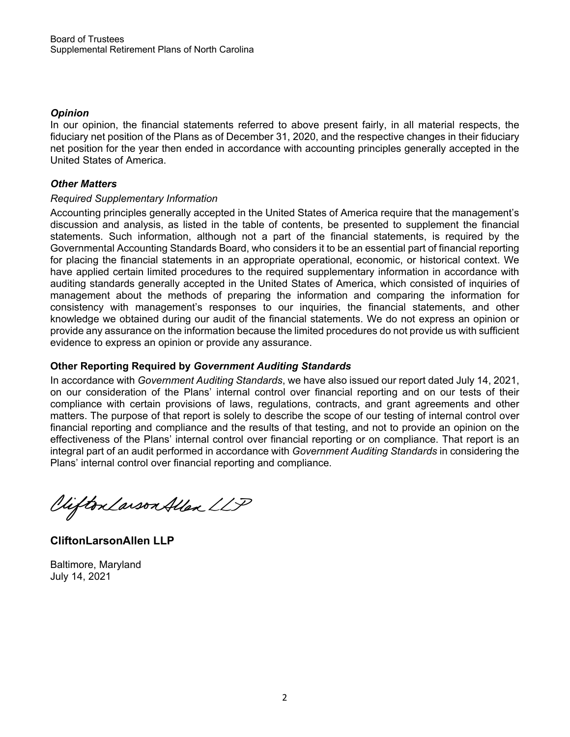Board of Trustees
Supplemental Retirement Plans of North Carolina

### *Opinion*

In our opinion, the financial statements referred to above present fairly, in all material respects, the fiduciary net position of the Plans as of December 31, 2020, and the respective changes in their fiduciary net position for the year then ended in accordance with accounting principles generally accepted in the United States of America.

### *Other Matters*

*Required Supplementary Information*

Accounting principles generally accepted in the United States of America require that the management's discussion and analysis, as listed in the table of contents, be presented to supplement the financial statements. Such information, although not a part of the financial statements, is required by the Governmental Accounting Standards Board, who considers it to be an essential part of financial reporting for placing the financial statements in an appropriate operational, economic, or historical context. We have applied certain limited procedures to the required supplementary information in accordance with auditing standards generally accepted in the United States of America, which consisted of inquiries of management about the methods of preparing the information and comparing the information for consistency with management's responses to our inquiries, the financial statements, and other knowledge we obtained during our audit of the financial statements. We do not express an opinion or provide any assurance on the information because the limited procedures do not provide us with sufficient evidence to express an opinion or provide any assurance.

### Other Reporting Required by *Government Auditing Standards*

In accordance with *Government Auditing Standards*, we have also issued our report dated July 14, 2021, on our consideration of the Plans' internal control over financial reporting and on our tests of their compliance with certain provisions of laws, regulations, contracts, and grant agreements and other matters. The purpose of that report is solely to describe the scope of our testing of internal control over financial reporting and compliance and the results of that testing, and not to provide an opinion on the effectiveness of the Plans' internal control over financial reporting or on compliance. That report is an integral part of an audit performed in accordance with *Government Auditing Standards* in considering the Plans' internal control over financial reporting and compliance.

CliftonLarsonAllen LLP

**CliftonLarsonAllen LLP**

Baltimore, Maryland
July 14, 2021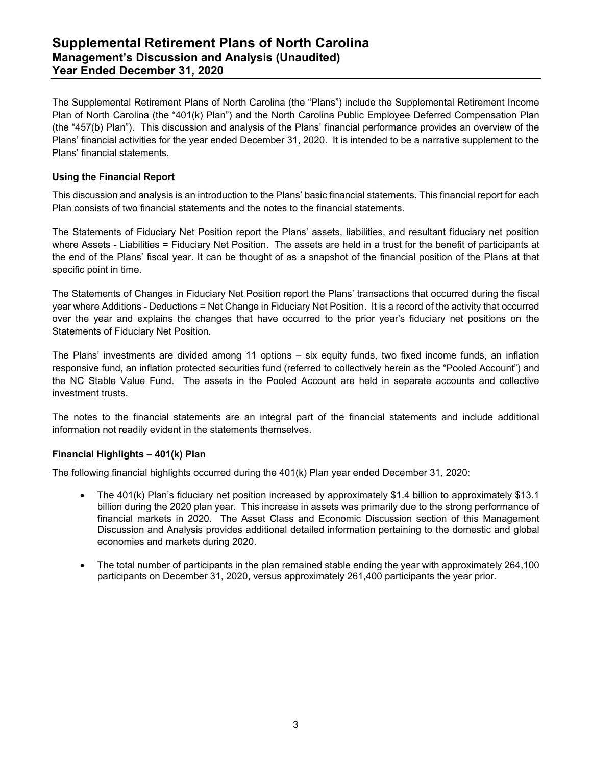# Supplemental Retirement Plans of North Carolina
## Management's Discussion and Analysis (Unaudited)
## Year Ended December 31, 2020

The Supplemental Retirement Plans of North Carolina (the "Plans") include the Supplemental Retirement Income Plan of North Carolina (the "401(k) Plan") and the North Carolina Public Employee Deferred Compensation Plan (the "457(b) Plan"). This discussion and analysis of the Plans' financial performance provides an overview of the Plans' financial activities for the year ended December 31, 2020. It is intended to be a narrative supplement to the Plans' financial statements.

### Using the Financial Report

This discussion and analysis is an introduction to the Plans' basic financial statements. This financial report for each Plan consists of two financial statements and the notes to the financial statements.

The Statements of Fiduciary Net Position report the Plans' assets, liabilities, and resultant fiduciary net position where Assets - Liabilities = Fiduciary Net Position. The assets are held in a trust for the benefit of participants at the end of the Plans' fiscal year. It can be thought of as a snapshot of the financial position of the Plans at that specific point in time.

The Statements of Changes in Fiduciary Net Position report the Plans' transactions that occurred during the fiscal year where Additions - Deductions = Net Change in Fiduciary Net Position. It is a record of the activity that occurred over the year and explains the changes that have occurred to the prior year's fiduciary net positions on the Statements of Fiduciary Net Position.

The Plans' investments are divided among 11 options – six equity funds, two fixed income funds, an inflation responsive fund, an inflation protected securities fund (referred to collectively herein as the "Pooled Account") and the NC Stable Value Fund. The assets in the Pooled Account are held in separate accounts and collective investment trusts.

The notes to the financial statements are an integral part of the financial statements and include additional information not readily evident in the statements themselves.

### Financial Highlights – 401(k) Plan

The following financial highlights occurred during the 401(k) Plan year ended December 31, 2020:

- The 401(k) Plan's fiduciary net position increased by approximately \$1.4 billion to approximately \$13.1 billion during the 2020 plan year. This increase in assets was primarily due to the strong performance of financial markets in 2020. The Asset Class and Economic Discussion section of this Management Discussion and Analysis provides additional detailed information pertaining to the domestic and global economies and markets during 2020.
- The total number of participants in the plan remained stable ending the year with approximately 264,100 participants on December 31, 2020, versus approximately 261,400 participants the year prior.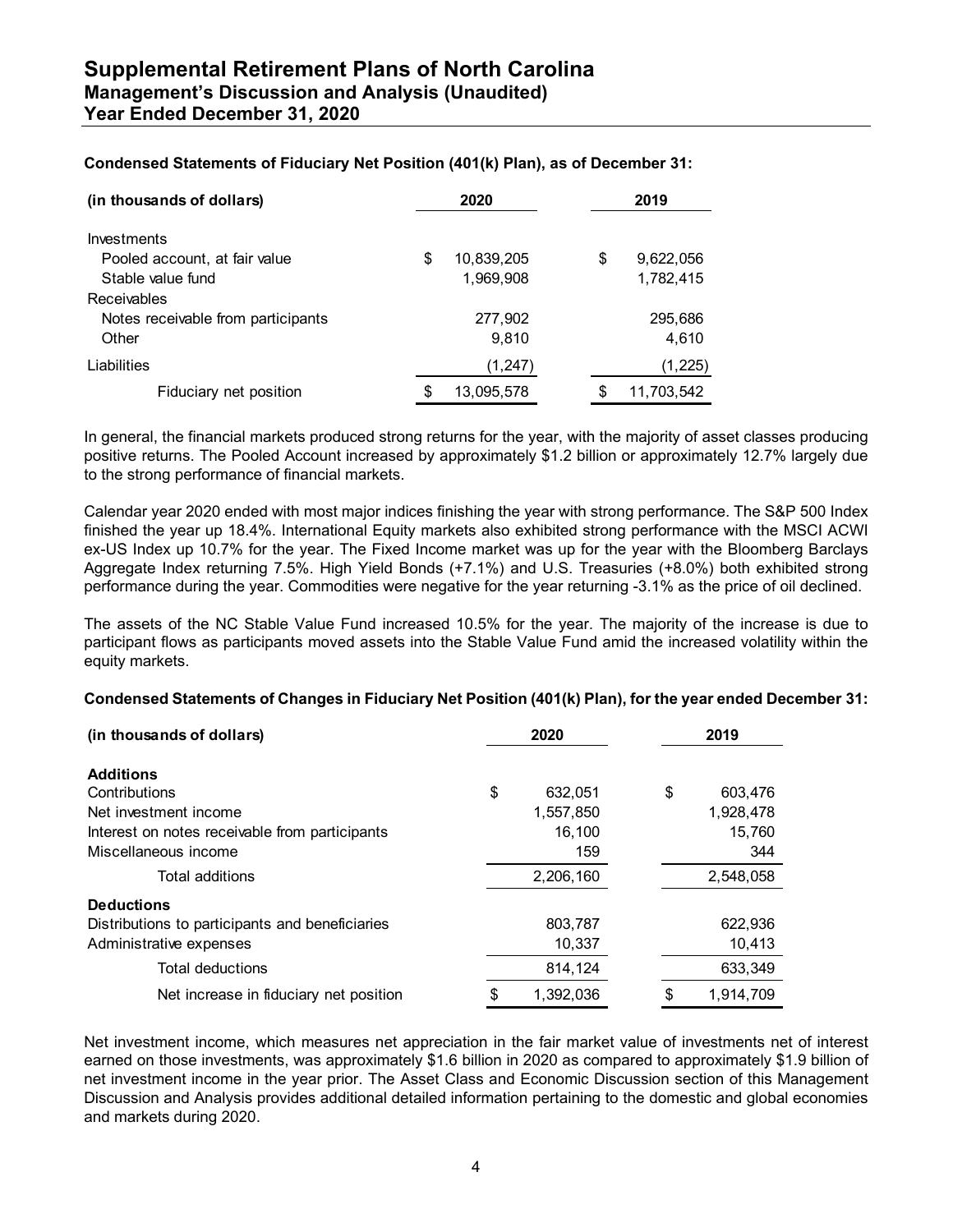# Supplemental Retirement Plans of North Carolina
## Management's Discussion and Analysis (Unaudited)
## Year Ended December 31, 2020

**Condensed Statements of Fiduciary Net Position (401(k) Plan), as of December 31:**

| (in thousands of dollars) | 2020 | 2019 |
|---|---|---|
| Investments | | |
| Pooled account, at fair value | $ 10,839,205 | $ 9,622,056 |
| Stable value fund | 1,969,908 | 1,782,415 |
| Receivables | | |
| Notes receivable from participants | 277,902 | 295,686 |
| Other | 9,810 | 4,610 |
| Liabilities | (1,247) | (1,225) |
| Fiduciary net position | $ 13,095,578 | $ 11,703,542 |

In general, the financial markets produced strong returns for the year, with the majority of asset classes producing positive returns. The Pooled Account increased by approximately $1.2 billion or approximately 12.7% largely due to the strong performance of financial markets.

Calendar year 2020 ended with most major indices finishing the year with strong performance. The S&P 500 Index finished the year up 18.4%. International Equity markets also exhibited strong performance with the MSCI ACWI ex-US Index up 10.7% for the year. The Fixed Income market was up for the year with the Bloomberg Barclays Aggregate Index returning 7.5%. High Yield Bonds (+7.1%) and U.S. Treasuries (+8.0%) both exhibited strong performance during the year. Commodities were negative for the year returning -3.1% as the price of oil declined.

The assets of the NC Stable Value Fund increased 10.5% for the year. The majority of the increase is due to participant flows as participants moved assets into the Stable Value Fund amid the increased volatility within the equity markets.

**Condensed Statements of Changes in Fiduciary Net Position (401(k) Plan), for the year ended December 31:**

| (in thousands of dollars) | 2020 | 2019 |
|---|---|---|
| **Additions** | | |
| Contributions | $ 632,051 | $ 603,476 |
| Net investment income | 1,557,850 | 1,928,478 |
| Interest on notes receivable from participants | 16,100 | 15,760 |
| Miscellaneous income | 159 | 344 |
| Total additions | 2,206,160 | 2,548,058 |
| **Deductions** | | |
| Distributions to participants and beneficiaries | 803,787 | 622,936 |
| Administrative expenses | 10,337 | 10,413 |
| Total deductions | 814,124 | 633,349 |
| Net increase in fiduciary net position | $ 1,392,036 | $ 1,914,709 |

Net investment income, which measures net appreciation in the fair market value of investments net of interest earned on those investments, was approximately $1.6 billion in 2020 as compared to approximately $1.9 billion of net investment income in the year prior. The Asset Class and Economic Discussion section of this Management Discussion and Analysis provides additional detailed information pertaining to the domestic and global economies and markets during 2020.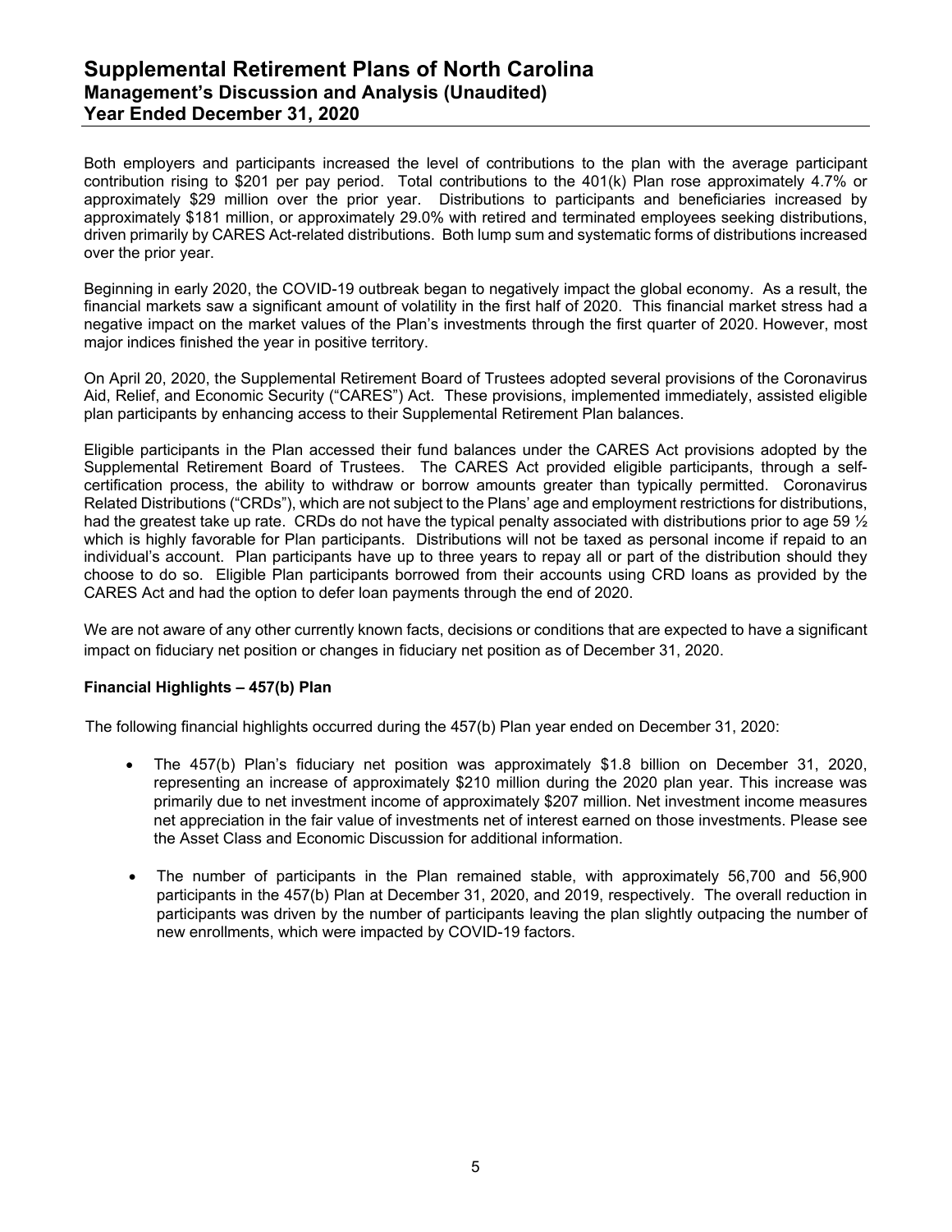Both employers and participants increased the level of contributions to the plan with the average participant contribution rising to $201 per pay period. Total contributions to the 401(k) Plan rose approximately 4.7% or approximately $29 million over the prior year. Distributions to participants and beneficiaries increased by approximately $181 million, or approximately 29.0% with retired and terminated employees seeking distributions, driven primarily by CARES Act-related distributions. Both lump sum and systematic forms of distributions increased over the prior year.

Beginning in early 2020, the COVID-19 outbreak began to negatively impact the global economy. As a result, the financial markets saw a significant amount of volatility in the first half of 2020. This financial market stress had a negative impact on the market values of the Plan's investments through the first quarter of 2020. However, most major indices finished the year in positive territory.

On April 20, 2020, the Supplemental Retirement Board of Trustees adopted several provisions of the Coronavirus Aid, Relief, and Economic Security ("CARES") Act. These provisions, implemented immediately, assisted eligible plan participants by enhancing access to their Supplemental Retirement Plan balances.

Eligible participants in the Plan accessed their fund balances under the CARES Act provisions adopted by the Supplemental Retirement Board of Trustees. The CARES Act provided eligible participants, through a self-certification process, the ability to withdraw or borrow amounts greater than typically permitted. Coronavirus Related Distributions ("CRDs"), which are not subject to the Plans' age and employment restrictions for distributions, had the greatest take up rate. CRDs do not have the typical penalty associated with distributions prior to age 59 ½ which is highly favorable for Plan participants. Distributions will not be taxed as personal income if repaid to an individual's account. Plan participants have up to three years to repay all or part of the distribution should they choose to do so. Eligible Plan participants borrowed from their accounts using CRD loans as provided by the CARES Act and had the option to defer loan payments through the end of 2020.

We are not aware of any other currently known facts, decisions or conditions that are expected to have a significant impact on fiduciary net position or changes in fiduciary net position as of December 31, 2020.

**Financial Highlights – 457(b) Plan**

The following financial highlights occurred during the 457(b) Plan year ended on December 31, 2020:

- The 457(b) Plan's fiduciary net position was approximately $1.8 billion on December 31, 2020, representing an increase of approximately $210 million during the 2020 plan year. This increase was primarily due to net investment income of approximately $207 million. Net investment income measures net appreciation in the fair value of investments net of interest earned on those investments. Please see the Asset Class and Economic Discussion for additional information.

- The number of participants in the Plan remained stable, with approximately 56,700 and 56,900 participants in the 457(b) Plan at December 31, 2020, and 2019, respectively. The overall reduction in participants was driven by the number of participants leaving the plan slightly outpacing the number of new enrollments, which were impacted by COVID-19 factors.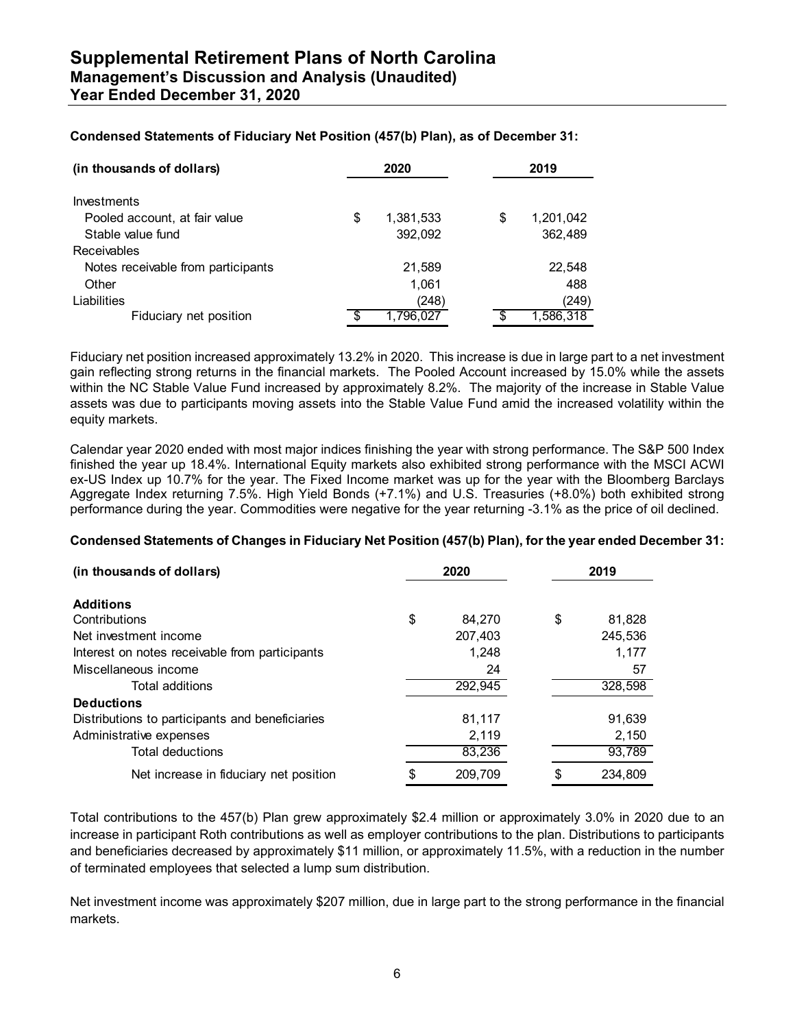# Supplemental Retirement Plans of North Carolina
## Management's Discussion and Analysis (Unaudited)
## Year Ended December 31, 2020

**Condensed Statements of Fiduciary Net Position (457(b) Plan), as of December 31:**

| (in thousands of dollars) | 2020 | 2019 |
|---|---|---|
| Investments | | |
| Pooled account, at fair value | $ 1,381,533 | $ 1,201,042 |
| Stable value fund | 392,092 | 362,489 |
| Receivables | | |
| Notes receivable from participants | 21,589 | 22,548 |
| Other | 1,061 | 488 |
| Liabilities | (248) | (249) |
| Fiduciary net position | $ 1,796,027 | $ 1,586,318 |

Fiduciary net position increased approximately 13.2% in 2020. This increase is due in large part to a net investment gain reflecting strong returns in the financial markets. The Pooled Account increased by 15.0% while the assets within the NC Stable Value Fund increased by approximately 8.2%. The majority of the increase in Stable Value assets was due to participants moving assets into the Stable Value Fund amid the increased volatility within the equity markets.

Calendar year 2020 ended with most major indices finishing the year with strong performance. The S&P 500 Index finished the year up 18.4%. International Equity markets also exhibited strong performance with the MSCI ACWI ex-US Index up 10.7% for the year. The Fixed Income market was up for the year with the Bloomberg Barclays Aggregate Index returning 7.5%. High Yield Bonds (+7.1%) and U.S. Treasuries (+8.0%) both exhibited strong performance during the year. Commodities were negative for the year returning -3.1% as the price of oil declined.

**Condensed Statements of Changes in Fiduciary Net Position (457(b) Plan), for the year ended December 31:**

| (in thousands of dollars) | 2020 | 2019 |
|---|---|---|
| **Additions** | | |
| Contributions | $ 84,270 | $ 81,828 |
| Net investment income | 207,403 | 245,536 |
| Interest on notes receivable from participants | 1,248 | 1,177 |
| Miscellaneous income | 24 | 57 |
| Total additions | 292,945 | 328,598 |
| **Deductions** | | |
| Distributions to participants and beneficiaries | 81,117 | 91,639 |
| Administrative expenses | 2,119 | 2,150 |
| Total deductions | 83,236 | 93,789 |
| Net increase in fiduciary net position | $ 209,709 | $ 234,809 |

Total contributions to the 457(b) Plan grew approximately $2.4 million or approximately 3.0% in 2020 due to an increase in participant Roth contributions as well as employer contributions to the plan. Distributions to participants and beneficiaries decreased by approximately $11 million, or approximately 11.5%, with a reduction in the number of terminated employees that selected a lump sum distribution.

Net investment income was approximately $207 million, due in large part to the strong performance in the financial markets.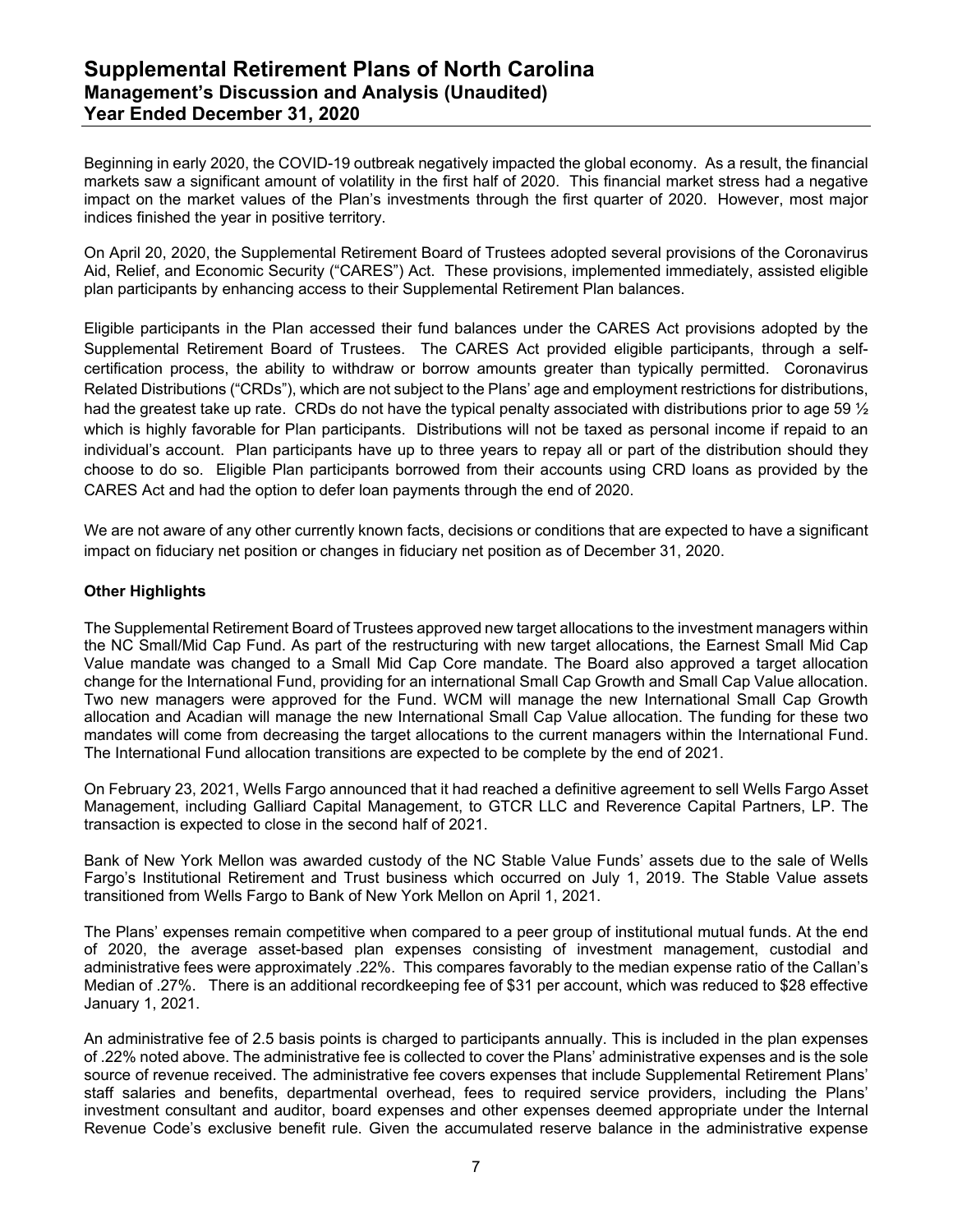Beginning in early 2020, the COVID-19 outbreak negatively impacted the global economy. As a result, the financial markets saw a significant amount of volatility in the first half of 2020. This financial market stress had a negative impact on the market values of the Plan's investments through the first quarter of 2020. However, most major indices finished the year in positive territory.

On April 20, 2020, the Supplemental Retirement Board of Trustees adopted several provisions of the Coronavirus Aid, Relief, and Economic Security ("CARES") Act. These provisions, implemented immediately, assisted eligible plan participants by enhancing access to their Supplemental Retirement Plan balances.

Eligible participants in the Plan accessed their fund balances under the CARES Act provisions adopted by the Supplemental Retirement Board of Trustees. The CARES Act provided eligible participants, through a self-certification process, the ability to withdraw or borrow amounts greater than typically permitted. Coronavirus Related Distributions ("CRDs"), which are not subject to the Plans' age and employment restrictions for distributions, had the greatest take up rate. CRDs do not have the typical penalty associated with distributions prior to age 59 ½ which is highly favorable for Plan participants. Distributions will not be taxed as personal income if repaid to an individual's account. Plan participants have up to three years to repay all or part of the distribution should they choose to do so. Eligible Plan participants borrowed from their accounts using CRD loans as provided by the CARES Act and had the option to defer loan payments through the end of 2020.

We are not aware of any other currently known facts, decisions or conditions that are expected to have a significant impact on fiduciary net position or changes in fiduciary net position as of December 31, 2020.

**Other Highlights**

The Supplemental Retirement Board of Trustees approved new target allocations to the investment managers within the NC Small/Mid Cap Fund. As part of the restructuring with new target allocations, the Earnest Small Mid Cap Value mandate was changed to a Small Mid Cap Core mandate. The Board also approved a target allocation change for the International Fund, providing for an international Small Cap Growth and Small Cap Value allocation. Two new managers were approved for the Fund. WCM will manage the new International Small Cap Growth allocation and Acadian will manage the new International Small Cap Value allocation. The funding for these two mandates will come from decreasing the target allocations to the current managers within the International Fund. The International Fund allocation transitions are expected to be complete by the end of 2021.

On February 23, 2021, Wells Fargo announced that it had reached a definitive agreement to sell Wells Fargo Asset Management, including Galliard Capital Management, to GTCR LLC and Reverence Capital Partners, LP. The transaction is expected to close in the second half of 2021.

Bank of New York Mellon was awarded custody of the NC Stable Value Funds' assets due to the sale of Wells Fargo's Institutional Retirement and Trust business which occurred on July 1, 2019. The Stable Value assets transitioned from Wells Fargo to Bank of New York Mellon on April 1, 2021.

The Plans' expenses remain competitive when compared to a peer group of institutional mutual funds. At the end of 2020, the average asset-based plan expenses consisting of investment management, custodial and administrative fees were approximately .22%. This compares favorably to the median expense ratio of the Callan's Median of .27%. There is an additional recordkeeping fee of $31 per account, which was reduced to $28 effective January 1, 2021.

An administrative fee of 2.5 basis points is charged to participants annually. This is included in the plan expenses of .22% noted above. The administrative fee is collected to cover the Plans' administrative expenses and is the sole source of revenue received. The administrative fee covers expenses that include Supplemental Retirement Plans' staff salaries and benefits, departmental overhead, fees to required service providers, including the Plans' investment consultant and auditor, board expenses and other expenses deemed appropriate under the Internal Revenue Code's exclusive benefit rule. Given the accumulated reserve balance in the administrative expense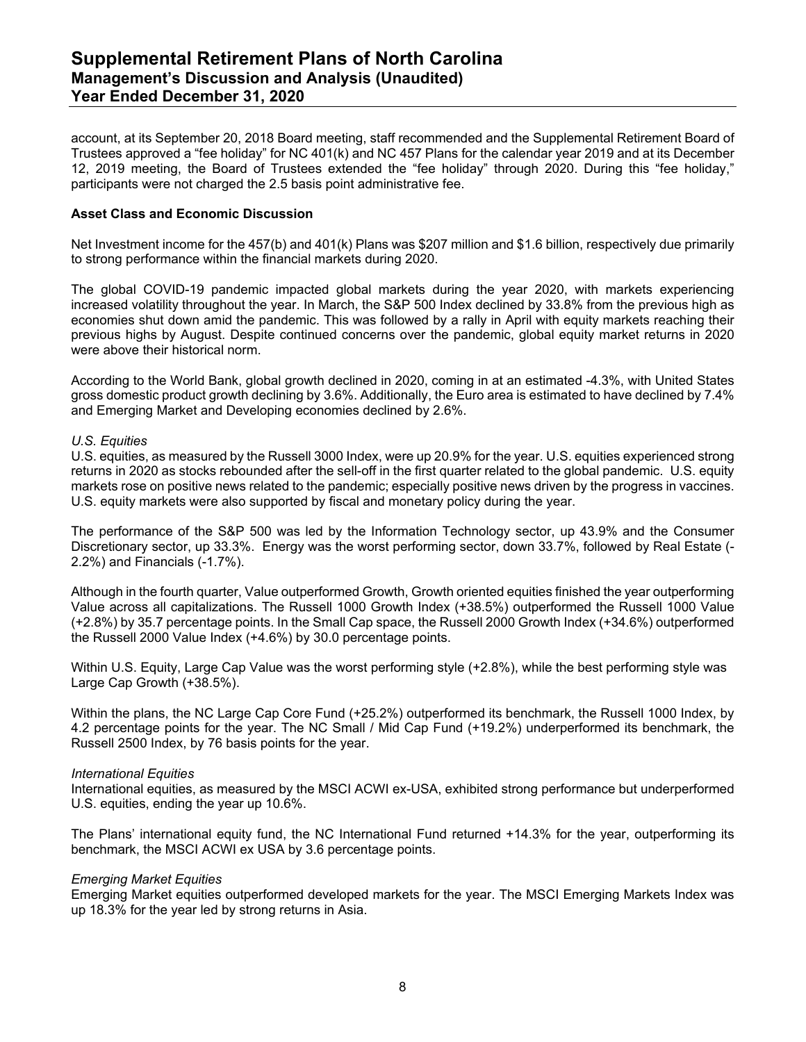account, at its September 20, 2018 Board meeting, staff recommended and the Supplemental Retirement Board of Trustees approved a "fee holiday" for NC 401(k) and NC 457 Plans for the calendar year 2019 and at its December 12, 2019 meeting, the Board of Trustees extended the "fee holiday" through 2020. During this "fee holiday," participants were not charged the 2.5 basis point administrative fee.

**Asset Class and Economic Discussion**

Net Investment income for the 457(b) and 401(k) Plans was $207 million and $1.6 billion, respectively due primarily to strong performance within the financial markets during 2020.

The global COVID-19 pandemic impacted global markets during the year 2020, with markets experiencing increased volatility throughout the year. In March, the S&P 500 Index declined by 33.8% from the previous high as economies shut down amid the pandemic. This was followed by a rally in April with equity markets reaching their previous highs by August. Despite continued concerns over the pandemic, global equity market returns in 2020 were above their historical norm.

According to the World Bank, global growth declined in 2020, coming in at an estimated -4.3%, with United States gross domestic product growth declining by 3.6%. Additionally, the Euro area is estimated to have declined by 7.4% and Emerging Market and Developing economies declined by 2.6%.

*U.S. Equities*

U.S. equities, as measured by the Russell 3000 Index, were up 20.9% for the year. U.S. equities experienced strong returns in 2020 as stocks rebounded after the sell-off in the first quarter related to the global pandemic. U.S. equity markets rose on positive news related to the pandemic; especially positive news driven by the progress in vaccines. U.S. equity markets were also supported by fiscal and monetary policy during the year.

The performance of the S&P 500 was led by the Information Technology sector, up 43.9% and the Consumer Discretionary sector, up 33.3%. Energy was the worst performing sector, down 33.7%, followed by Real Estate (-2.2%) and Financials (-1.7%).

Although in the fourth quarter, Value outperformed Growth, Growth oriented equities finished the year outperforming Value across all capitalizations. The Russell 1000 Growth Index (+38.5%) outperformed the Russell 1000 Value (+2.8%) by 35.7 percentage points. In the Small Cap space, the Russell 2000 Growth Index (+34.6%) outperformed the Russell 2000 Value Index (+4.6%) by 30.0 percentage points.

Within U.S. Equity, Large Cap Value was the worst performing style (+2.8%), while the best performing style was Large Cap Growth (+38.5%).

Within the plans, the NC Large Cap Core Fund (+25.2%) outperformed its benchmark, the Russell 1000 Index, by 4.2 percentage points for the year. The NC Small / Mid Cap Fund (+19.2%) underperformed its benchmark, the Russell 2500 Index, by 76 basis points for the year.

*International Equities*

International equities, as measured by the MSCI ACWI ex-USA, exhibited strong performance but underperformed U.S. equities, ending the year up 10.6%.

The Plans' international equity fund, the NC International Fund returned +14.3% for the year, outperforming its benchmark, the MSCI ACWI ex USA by 3.6 percentage points.

*Emerging Market Equities*

Emerging Market equities outperformed developed markets for the year. The MSCI Emerging Markets Index was up 18.3% for the year led by strong returns in Asia.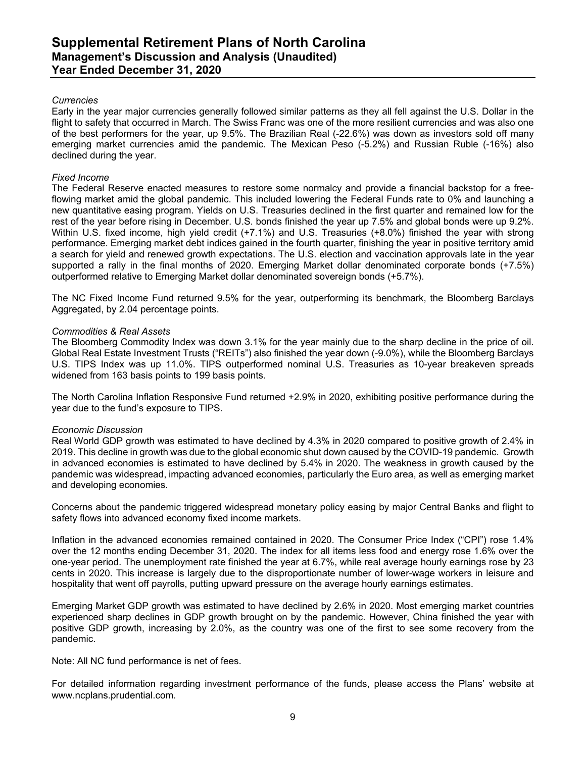*Currencies*
Early in the year major currencies generally followed similar patterns as they all fell against the U.S. Dollar in the flight to safety that occurred in March. The Swiss Franc was one of the more resilient currencies and was also one of the best performers for the year, up 9.5%. The Brazilian Real (-22.6%) was down as investors sold off many emerging market currencies amid the pandemic. The Mexican Peso (-5.2%) and Russian Ruble (-16%) also declined during the year.

*Fixed Income*
The Federal Reserve enacted measures to restore some normalcy and provide a financial backstop for a free-flowing market amid the global pandemic. This included lowering the Federal Funds rate to 0% and launching a new quantitative easing program. Yields on U.S. Treasuries declined in the first quarter and remained low for the rest of the year before rising in December. U.S. bonds finished the year up 7.5% and global bonds were up 9.2%. Within U.S. fixed income, high yield credit (+7.1%) and U.S. Treasuries (+8.0%) finished the year with strong performance. Emerging market debt indices gained in the fourth quarter, finishing the year in positive territory amid a search for yield and renewed growth expectations. The U.S. election and vaccination approvals late in the year supported a rally in the final months of 2020. Emerging Market dollar denominated corporate bonds (+7.5%) outperformed relative to Emerging Market dollar denominated sovereign bonds (+5.7%).

The NC Fixed Income Fund returned 9.5% for the year, outperforming its benchmark, the Bloomberg Barclays Aggregated, by 2.04 percentage points.

*Commodities & Real Assets*
The Bloomberg Commodity Index was down 3.1% for the year mainly due to the sharp decline in the price of oil. Global Real Estate Investment Trusts ("REITs") also finished the year down (-9.0%), while the Bloomberg Barclays U.S. TIPS Index was up 11.0%. TIPS outperformed nominal U.S. Treasuries as 10-year breakeven spreads widened from 163 basis points to 199 basis points.

The North Carolina Inflation Responsive Fund returned +2.9% in 2020, exhibiting positive performance during the year due to the fund's exposure to TIPS.

*Economic Discussion*
Real World GDP growth was estimated to have declined by 4.3% in 2020 compared to positive growth of 2.4% in 2019. This decline in growth was due to the global economic shut down caused by the COVID-19 pandemic. Growth in advanced economies is estimated to have declined by 5.4% in 2020. The weakness in growth caused by the pandemic was widespread, impacting advanced economies, particularly the Euro area, as well as emerging market and developing economies.

Concerns about the pandemic triggered widespread monetary policy easing by major Central Banks and flight to safety flows into advanced economy fixed income markets.

Inflation in the advanced economies remained contained in 2020. The Consumer Price Index ("CPI") rose 1.4% over the 12 months ending December 31, 2020. The index for all items less food and energy rose 1.6% over the one-year period. The unemployment rate finished the year at 6.7%, while real average hourly earnings rose by 23 cents in 2020. This increase is largely due to the disproportionate number of lower-wage workers in leisure and hospitality that went off payrolls, putting upward pressure on the average hourly earnings estimates.

Emerging Market GDP growth was estimated to have declined by 2.6% in 2020. Most emerging market countries experienced sharp declines in GDP growth brought on by the pandemic. However, China finished the year with positive GDP growth, increasing by 2.0%, as the country was one of the first to see some recovery from the pandemic.

Note: All NC fund performance is net of fees.

For detailed information regarding investment performance of the funds, please access the Plans' website at www.ncplans.prudential.com.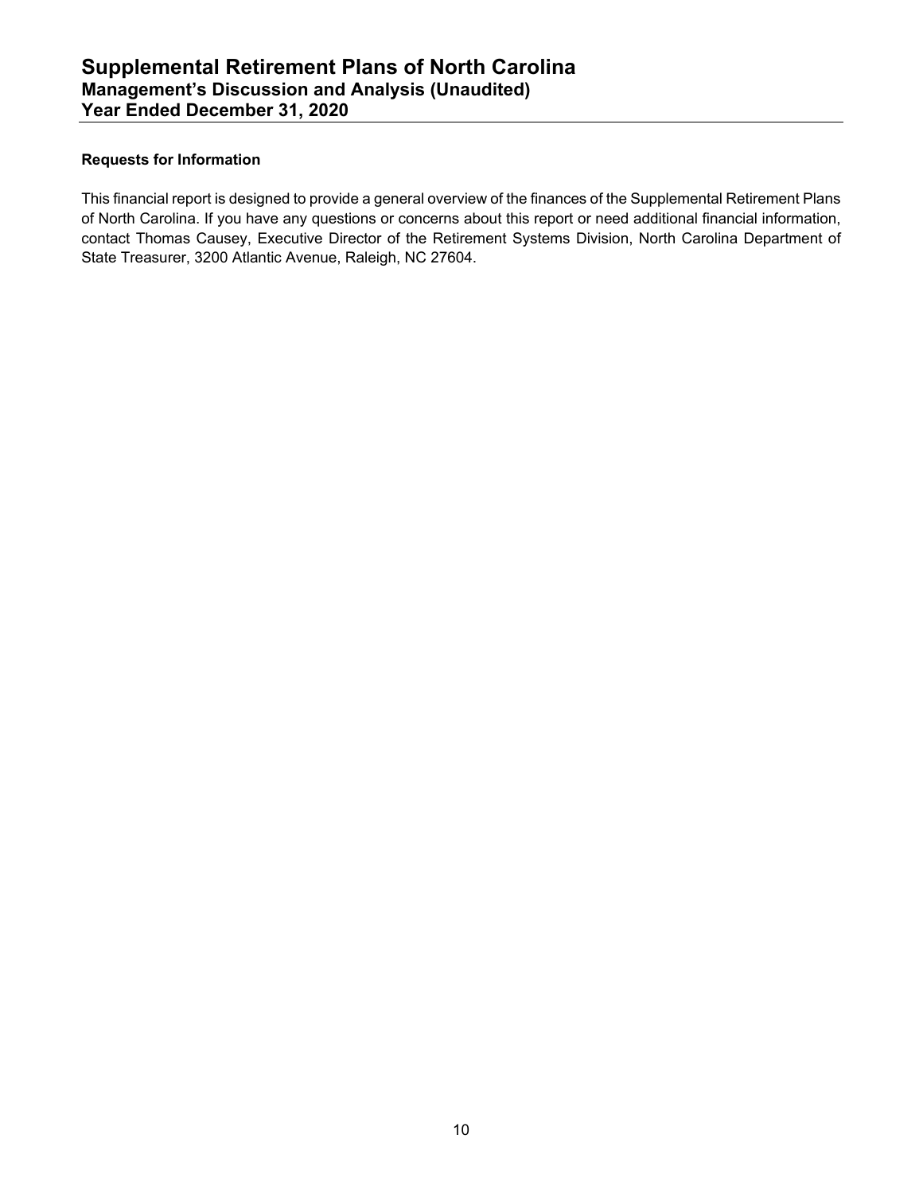### Requests for Information

This financial report is designed to provide a general overview of the finances of the Supplemental Retirement Plans of North Carolina. If you have any questions or concerns about this report or need additional financial information, contact Thomas Causey, Executive Director of the Retirement Systems Division, North Carolina Department of State Treasurer, 3200 Atlantic Avenue, Raleigh, NC 27604.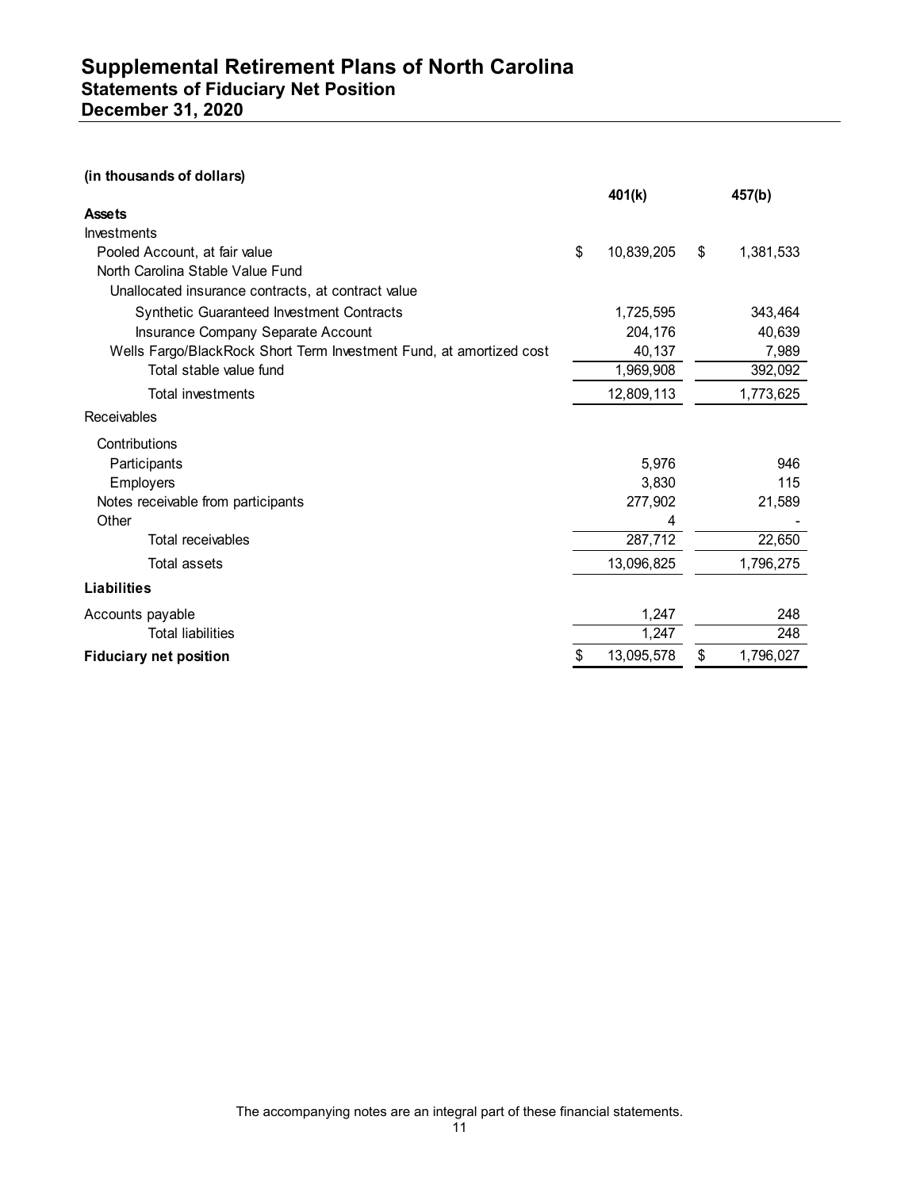# Supplemental Retirement Plans of North Carolina
## Statements of Fiduciary Net Position
## December 31, 2020

**(in thousands of dollars)**

| | 401(k) | 457(b) |
|---|---|---|
| **Assets** | | |
| Investments | | |
| Pooled Account, at fair value | $ 10,839,205 | $ 1,381,533 |
| North Carolina Stable Value Fund | | |
| Unallocated insurance contracts, at contract value | | |
| Synthetic Guaranteed Investment Contracts | 1,725,595 | 343,464 |
| Insurance Company Separate Account | 204,176 | 40,639 |
| Wells Fargo/BlackRock Short Term Investment Fund, at amortized cost | 40,137 | 7,989 |
| Total stable value fund | 1,969,908 | 392,092 |
| Total investments | 12,809,113 | 1,773,625 |
| Receivables | | |
| Contributions | | |
| Participants | 5,976 | 946 |
| Employers | 3,830 | 115 |
| Notes receivable from participants | 277,902 | 21,589 |
| Other | 4 | - |
| Total receivables | 287,712 | 22,650 |
| Total assets | 13,096,825 | 1,796,275 |
| **Liabilities** | | |
| Accounts payable | 1,247 | 248 |
| Total liabilities | 1,247 | 248 |
| **Fiduciary net position** | $ 13,095,578 | $ 1,796,027 |

The accompanying notes are an integral part of these financial statements.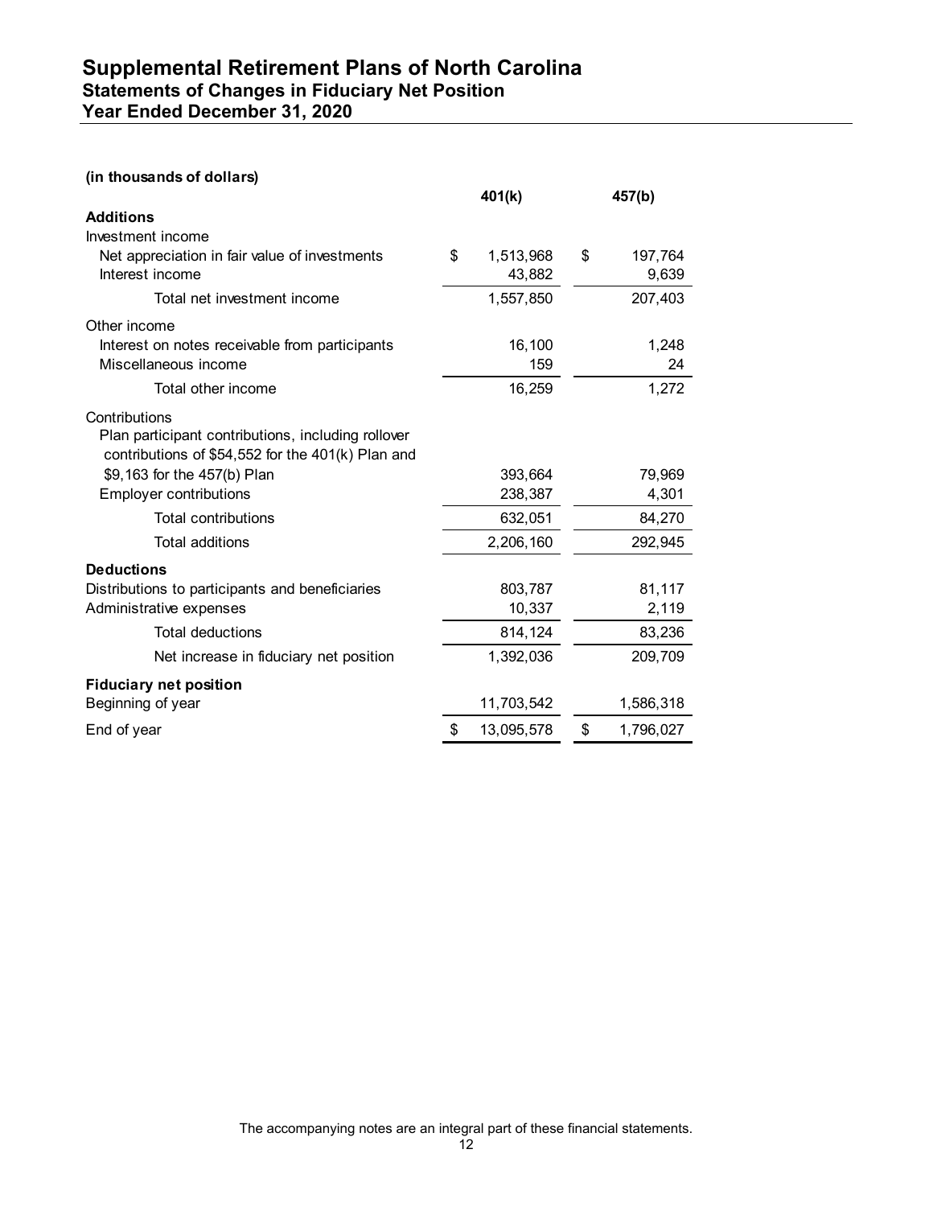# Supplemental Retirement Plans of North Carolina
## Statements of Changes in Fiduciary Net Position
## Year Ended December 31, 2020

**(in thousands of dollars)**

| | 401(k) | 457(b) |
|---|---|---|
| **Additions** | | |
| Investment income | | |
| Net appreciation in fair value of investments | $ 1,513,968 | $ 197,764 |
| Interest income | 43,882 | 9,639 |
| Total net investment income | 1,557,850 | 207,403 |
| Other income | | |
| Interest on notes receivable from participants | 16,100 | 1,248 |
| Miscellaneous income | 159 | 24 |
| Total other income | 16,259 | 1,272 |
| Contributions | | |
| Plan participant contributions, including rollover contributions of $54,552 for the 401(k) Plan and $9,163 for the 457(b) Plan | 393,664 | 79,969 |
| Employer contributions | 238,387 | 4,301 |
| Total contributions | 632,051 | 84,270 |
| Total additions | 2,206,160 | 292,945 |
| **Deductions** | | |
| Distributions to participants and beneficiaries | 803,787 | 81,117 |
| Administrative expenses | 10,337 | 2,119 |
| Total deductions | 814,124 | 83,236 |
| Net increase in fiduciary net position | 1,392,036 | 209,709 |
| **Fiduciary net position** | | |
| Beginning of year | 11,703,542 | 1,586,318 |
| End of year | $ 13,095,578 | $ 1,796,027 |

The accompanying notes are an integral part of these financial statements.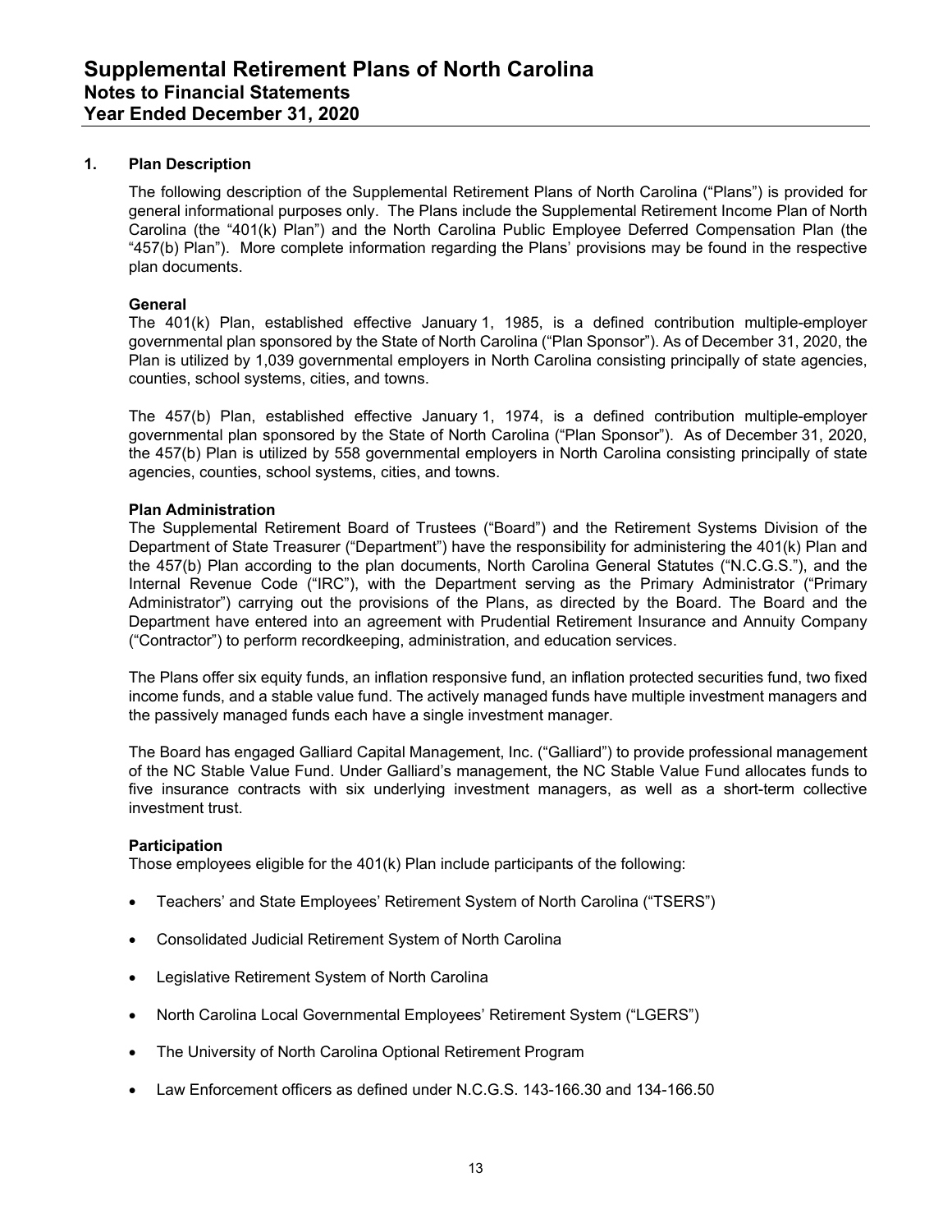# Supplemental Retirement Plans of North Carolina
## Notes to Financial Statements
## Year Ended December 31, 2020

### 1. Plan Description

The following description of the Supplemental Retirement Plans of North Carolina ("Plans") is provided for general informational purposes only. The Plans include the Supplemental Retirement Income Plan of North Carolina (the "401(k) Plan") and the North Carolina Public Employee Deferred Compensation Plan (the "457(b) Plan"). More complete information regarding the Plans' provisions may be found in the respective plan documents.

**General**

The 401(k) Plan, established effective January 1, 1985, is a defined contribution multiple-employer governmental plan sponsored by the State of North Carolina ("Plan Sponsor"). As of December 31, 2020, the Plan is utilized by 1,039 governmental employers in North Carolina consisting principally of state agencies, counties, school systems, cities, and towns.

The 457(b) Plan, established effective January 1, 1974, is a defined contribution multiple-employer governmental plan sponsored by the State of North Carolina ("Plan Sponsor"). As of December 31, 2020, the 457(b) Plan is utilized by 558 governmental employers in North Carolina consisting principally of state agencies, counties, school systems, cities, and towns.

**Plan Administration**

The Supplemental Retirement Board of Trustees ("Board") and the Retirement Systems Division of the Department of State Treasurer ("Department") have the responsibility for administering the 401(k) Plan and the 457(b) Plan according to the plan documents, North Carolina General Statutes ("N.C.G.S."), and the Internal Revenue Code ("IRC"), with the Department serving as the Primary Administrator ("Primary Administrator") carrying out the provisions of the Plans, as directed by the Board. The Board and the Department have entered into an agreement with Prudential Retirement Insurance and Annuity Company ("Contractor") to perform recordkeeping, administration, and education services.

The Plans offer six equity funds, an inflation responsive fund, an inflation protected securities fund, two fixed income funds, and a stable value fund. The actively managed funds have multiple investment managers and the passively managed funds each have a single investment manager.

The Board has engaged Galliard Capital Management, Inc. ("Galliard") to provide professional management of the NC Stable Value Fund. Under Galliard's management, the NC Stable Value Fund allocates funds to five insurance contracts with six underlying investment managers, as well as a short-term collective investment trust.

**Participation**

Those employees eligible for the 401(k) Plan include participants of the following:

- Teachers' and State Employees' Retirement System of North Carolina ("TSERS")
- Consolidated Judicial Retirement System of North Carolina
- Legislative Retirement System of North Carolina
- North Carolina Local Governmental Employees' Retirement System ("LGERS")
- The University of North Carolina Optional Retirement Program
- Law Enforcement officers as defined under N.C.G.S. 143-166.30 and 134-166.50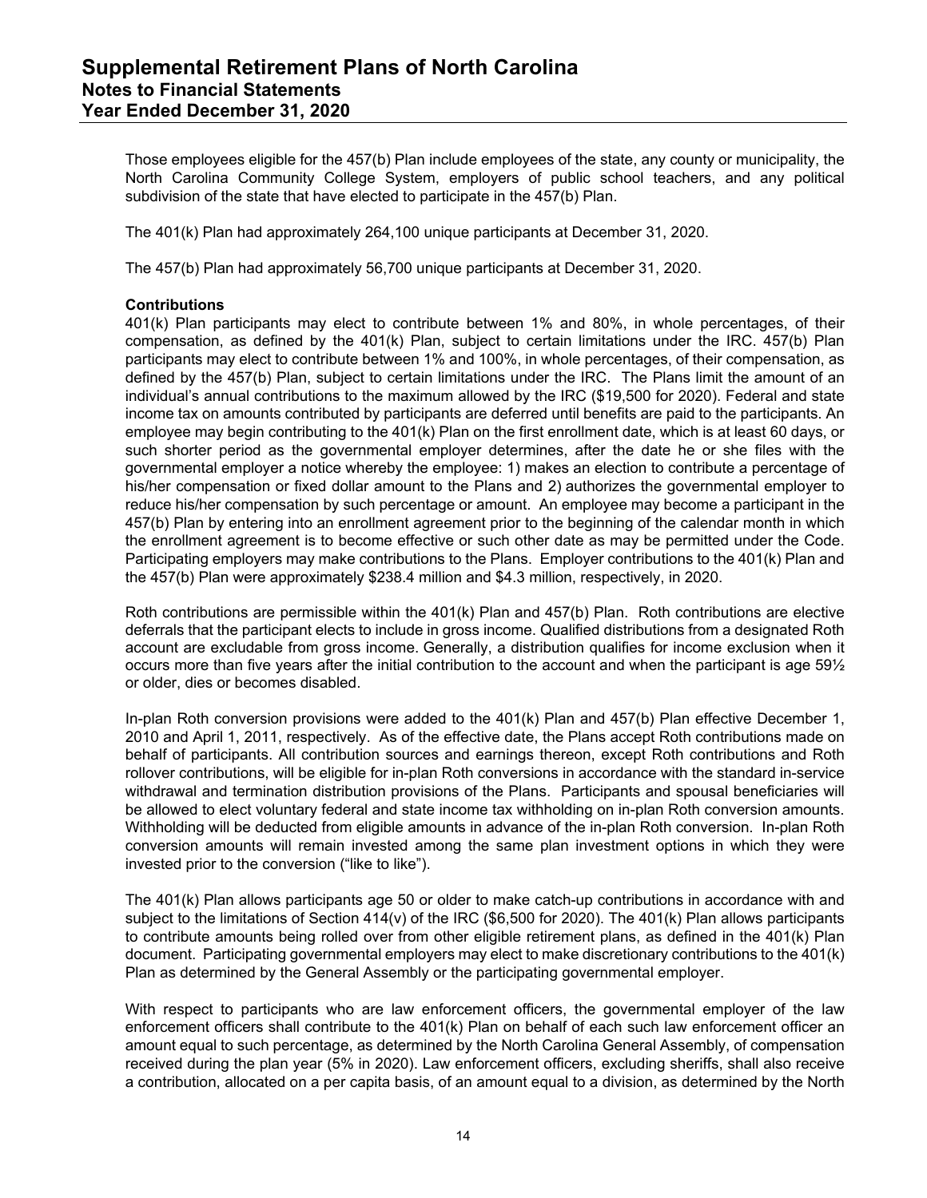Those employees eligible for the 457(b) Plan include employees of the state, any county or municipality, the North Carolina Community College System, employers of public school teachers, and any political subdivision of the state that have elected to participate in the 457(b) Plan.

The 401(k) Plan had approximately 264,100 unique participants at December 31, 2020.

The 457(b) Plan had approximately 56,700 unique participants at December 31, 2020.

**Contributions**

401(k) Plan participants may elect to contribute between 1% and 80%, in whole percentages, of their compensation, as defined by the 401(k) Plan, subject to certain limitations under the IRC. 457(b) Plan participants may elect to contribute between 1% and 100%, in whole percentages, of their compensation, as defined by the 457(b) Plan, subject to certain limitations under the IRC. The Plans limit the amount of an individual's annual contributions to the maximum allowed by the IRC ($19,500 for 2020). Federal and state income tax on amounts contributed by participants are deferred until benefits are paid to the participants. An employee may begin contributing to the 401(k) Plan on the first enrollment date, which is at least 60 days, or such shorter period as the governmental employer determines, after the date he or she files with the governmental employer a notice whereby the employee: 1) makes an election to contribute a percentage of his/her compensation or fixed dollar amount to the Plans and 2) authorizes the governmental employer to reduce his/her compensation by such percentage or amount. An employee may become a participant in the 457(b) Plan by entering into an enrollment agreement prior to the beginning of the calendar month in which the enrollment agreement is to become effective or such other date as may be permitted under the Code. Participating employers may make contributions to the Plans. Employer contributions to the 401(k) Plan and the 457(b) Plan were approximately $238.4 million and $4.3 million, respectively, in 2020.

Roth contributions are permissible within the 401(k) Plan and 457(b) Plan. Roth contributions are elective deferrals that the participant elects to include in gross income. Qualified distributions from a designated Roth account are excludable from gross income. Generally, a distribution qualifies for income exclusion when it occurs more than five years after the initial contribution to the account and when the participant is age 59½ or older, dies or becomes disabled.

In-plan Roth conversion provisions were added to the 401(k) Plan and 457(b) Plan effective December 1, 2010 and April 1, 2011, respectively. As of the effective date, the Plans accept Roth contributions made on behalf of participants. All contribution sources and earnings thereon, except Roth contributions and Roth rollover contributions, will be eligible for in-plan Roth conversions in accordance with the standard in-service withdrawal and termination distribution provisions of the Plans. Participants and spousal beneficiaries will be allowed to elect voluntary federal and state income tax withholding on in-plan Roth conversion amounts. Withholding will be deducted from eligible amounts in advance of the in-plan Roth conversion. In-plan Roth conversion amounts will remain invested among the same plan investment options in which they were invested prior to the conversion ("like to like").

The 401(k) Plan allows participants age 50 or older to make catch-up contributions in accordance with and subject to the limitations of Section 414(v) of the IRC ($6,500 for 2020). The 401(k) Plan allows participants to contribute amounts being rolled over from other eligible retirement plans, as defined in the 401(k) Plan document. Participating governmental employers may elect to make discretionary contributions to the 401(k) Plan as determined by the General Assembly or the participating governmental employer.

With respect to participants who are law enforcement officers, the governmental employer of the law enforcement officers shall contribute to the 401(k) Plan on behalf of each such law enforcement officer an amount equal to such percentage, as determined by the North Carolina General Assembly, of compensation received during the plan year (5% in 2020). Law enforcement officers, excluding sheriffs, shall also receive a contribution, allocated on a per capita basis, of an amount equal to a division, as determined by the North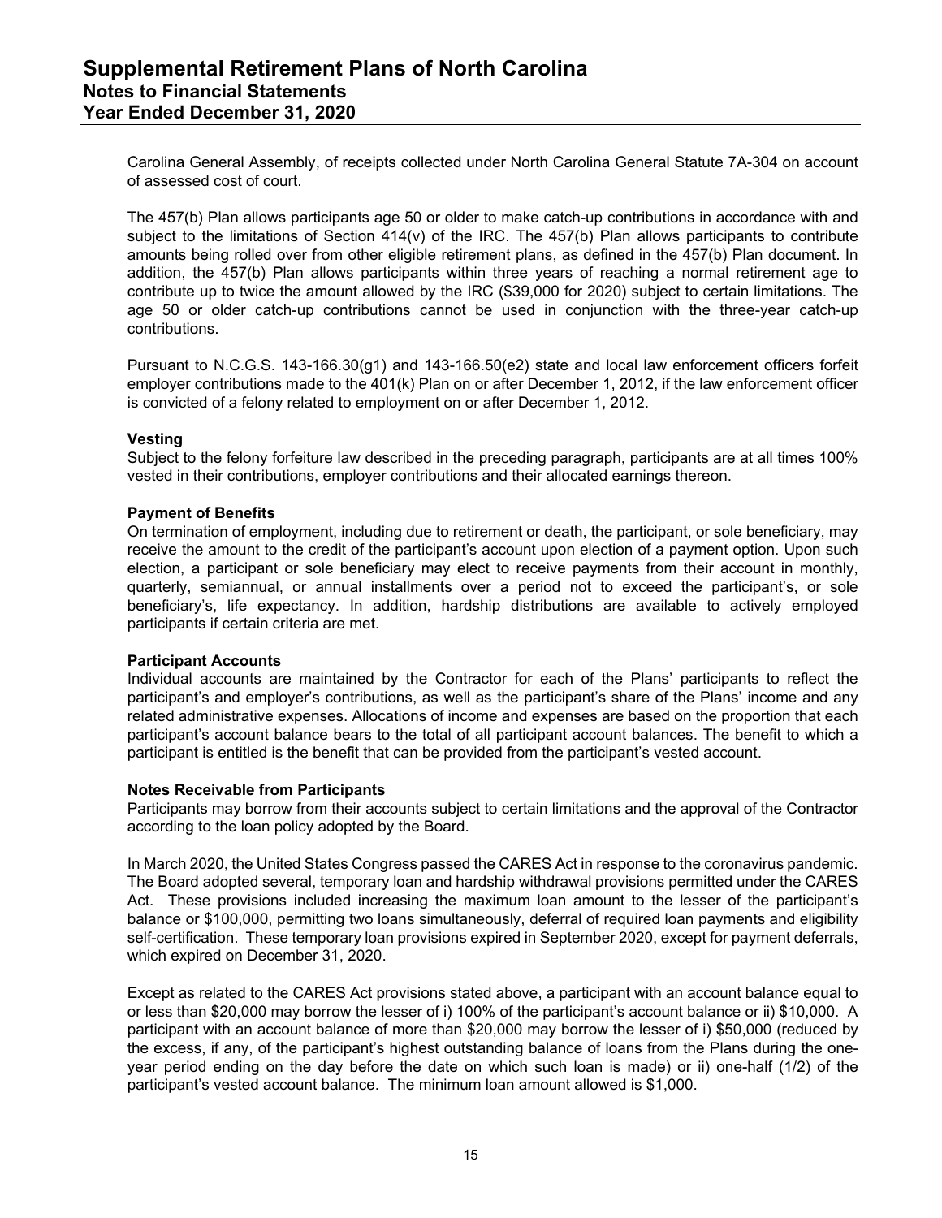Carolina General Assembly, of receipts collected under North Carolina General Statute 7A-304 on account of assessed cost of court.

The 457(b) Plan allows participants age 50 or older to make catch-up contributions in accordance with and subject to the limitations of Section 414(v) of the IRC. The 457(b) Plan allows participants to contribute amounts being rolled over from other eligible retirement plans, as defined in the 457(b) Plan document. In addition, the 457(b) Plan allows participants within three years of reaching a normal retirement age to contribute up to twice the amount allowed by the IRC ($39,000 for 2020) subject to certain limitations. The age 50 or older catch-up contributions cannot be used in conjunction with the three-year catch-up contributions.

Pursuant to N.C.G.S. 143-166.30(g1) and 143-166.50(e2) state and local law enforcement officers forfeit employer contributions made to the 401(k) Plan on or after December 1, 2012, if the law enforcement officer is convicted of a felony related to employment on or after December 1, 2012.

**Vesting**
Subject to the felony forfeiture law described in the preceding paragraph, participants are at all times 100% vested in their contributions, employer contributions and their allocated earnings thereon.

**Payment of Benefits**
On termination of employment, including due to retirement or death, the participant, or sole beneficiary, may receive the amount to the credit of the participant's account upon election of a payment option. Upon such election, a participant or sole beneficiary may elect to receive payments from their account in monthly, quarterly, semiannual, or annual installments over a period not to exceed the participant's, or sole beneficiary's, life expectancy. In addition, hardship distributions are available to actively employed participants if certain criteria are met.

**Participant Accounts**
Individual accounts are maintained by the Contractor for each of the Plans' participants to reflect the participant's and employer's contributions, as well as the participant's share of the Plans' income and any related administrative expenses. Allocations of income and expenses are based on the proportion that each participant's account balance bears to the total of all participant account balances. The benefit to which a participant is entitled is the benefit that can be provided from the participant's vested account.

**Notes Receivable from Participants**
Participants may borrow from their accounts subject to certain limitations and the approval of the Contractor according to the loan policy adopted by the Board.

In March 2020, the United States Congress passed the CARES Act in response to the coronavirus pandemic. The Board adopted several, temporary loan and hardship withdrawal provisions permitted under the CARES Act. These provisions included increasing the maximum loan amount to the lesser of the participant's balance or $100,000, permitting two loans simultaneously, deferral of required loan payments and eligibility self-certification. These temporary loan provisions expired in September 2020, except for payment deferrals, which expired on December 31, 2020.

Except as related to the CARES Act provisions stated above, a participant with an account balance equal to or less than $20,000 may borrow the lesser of i) 100% of the participant's account balance or ii) $10,000. A participant with an account balance of more than $20,000 may borrow the lesser of i) $50,000 (reduced by the excess, if any, of the participant's highest outstanding balance of loans from the Plans during the one-year period ending on the day before the date on which such loan is made) or ii) one-half (1/2) of the participant's vested account balance. The minimum loan amount allowed is $1,000.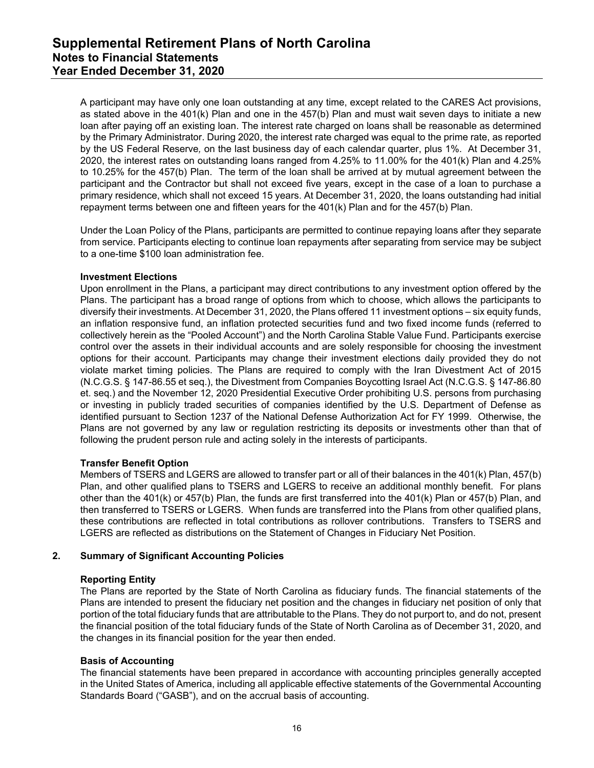A participant may have only one loan outstanding at any time, except related to the CARES Act provisions, as stated above in the 401(k) Plan and one in the 457(b) Plan and must wait seven days to initiate a new loan after paying off an existing loan. The interest rate charged on loans shall be reasonable as determined by the Primary Administrator. During 2020, the interest rate charged was equal to the prime rate, as reported by the US Federal Reserve*,* on the last business day of each calendar quarter, plus 1%. At December 31, 2020, the interest rates on outstanding loans ranged from 4.25% to 11.00% for the 401(k) Plan and 4.25% to 10.25% for the 457(b) Plan. The term of the loan shall be arrived at by mutual agreement between the participant and the Contractor but shall not exceed five years, except in the case of a loan to purchase a primary residence, which shall not exceed 15 years. At December 31, 2020, the loans outstanding had initial repayment terms between one and fifteen years for the 401(k) Plan and for the 457(b) Plan.

Under the Loan Policy of the Plans, participants are permitted to continue repaying loans after they separate from service. Participants electing to continue loan repayments after separating from service may be subject to a one-time $100 loan administration fee.

**Investment Elections**

Upon enrollment in the Plans, a participant may direct contributions to any investment option offered by the Plans. The participant has a broad range of options from which to choose, which allows the participants to diversify their investments. At December 31, 2020, the Plans offered 11 investment options – six equity funds, an inflation responsive fund, an inflation protected securities fund and two fixed income funds (referred to collectively herein as the "Pooled Account") and the North Carolina Stable Value Fund. Participants exercise control over the assets in their individual accounts and are solely responsible for choosing the investment options for their account. Participants may change their investment elections daily provided they do not violate market timing policies. The Plans are required to comply with the Iran Divestment Act of 2015 (N.C.G.S. § 147-86.55 et seq.), the Divestment from Companies Boycotting Israel Act (N.C.G.S. § 147-86.80 et. seq.) and the November 12, 2020 Presidential Executive Order prohibiting U.S. persons from purchasing or investing in publicly traded securities of companies identified by the U.S. Department of Defense as identified pursuant to Section 1237 of the National Defense Authorization Act for FY 1999. Otherwise, the Plans are not governed by any law or regulation restricting its deposits or investments other than that of following the prudent person rule and acting solely in the interests of participants.

**Transfer Benefit Option**

Members of TSERS and LGERS are allowed to transfer part or all of their balances in the 401(k) Plan, 457(b) Plan, and other qualified plans to TSERS and LGERS to receive an additional monthly benefit. For plans other than the 401(k) or 457(b) Plan, the funds are first transferred into the 401(k) Plan or 457(b) Plan, and then transferred to TSERS or LGERS. When funds are transferred into the Plans from other qualified plans, these contributions are reflected in total contributions as rollover contributions. Transfers to TSERS and LGERS are reflected as distributions on the Statement of Changes in Fiduciary Net Position*.*

## 2. Summary of Significant Accounting Policies

**Reporting Entity**

The Plans are reported by the State of North Carolina as fiduciary funds. The financial statements of the Plans are intended to present the fiduciary net position and the changes in fiduciary net position of only that portion of the total fiduciary funds that are attributable to the Plans. They do not purport to, and do not, present the financial position of the total fiduciary funds of the State of North Carolina as of December 31, 2020, and the changes in its financial position for the year then ended.

**Basis of Accounting**

The financial statements have been prepared in accordance with accounting principles generally accepted in the United States of America, including all applicable effective statements of the Governmental Accounting Standards Board ("GASB"), and on the accrual basis of accounting.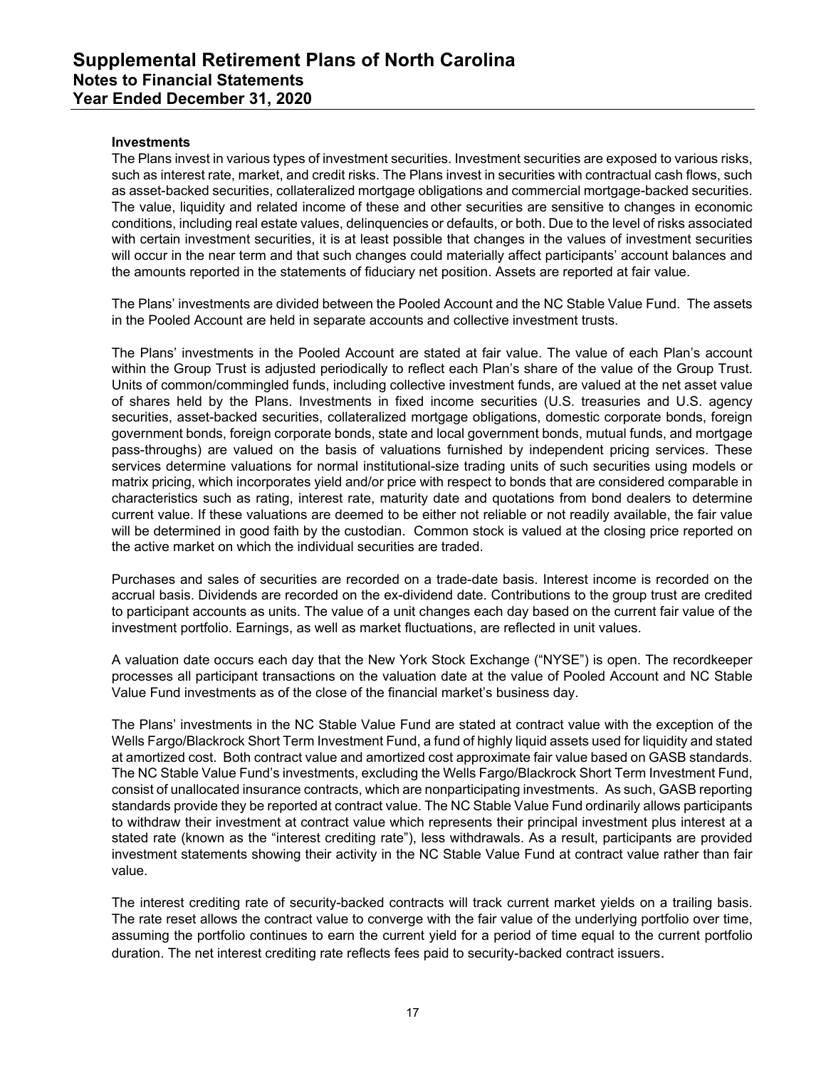**Investments**

The Plans invest in various types of investment securities. Investment securities are exposed to various risks, such as interest rate, market, and credit risks. The Plans invest in securities with contractual cash flows, such as asset-backed securities, collateralized mortgage obligations and commercial mortgage-backed securities. The value, liquidity and related income of these and other securities are sensitive to changes in economic conditions, including real estate values, delinquencies or defaults, or both. Due to the level of risks associated with certain investment securities, it is at least possible that changes in the values of investment securities will occur in the near term and that such changes could materially affect participants' account balances and the amounts reported in the statements of fiduciary net position. Assets are reported at fair value.

The Plans' investments are divided between the Pooled Account and the NC Stable Value Fund. The assets in the Pooled Account are held in separate accounts and collective investment trusts.

The Plans' investments in the Pooled Account are stated at fair value. The value of each Plan's account within the Group Trust is adjusted periodically to reflect each Plan's share of the value of the Group Trust. Units of common/commingled funds, including collective investment funds, are valued at the net asset value of shares held by the Plans. Investments in fixed income securities (U.S. treasuries and U.S. agency securities, asset-backed securities, collateralized mortgage obligations, domestic corporate bonds, foreign government bonds, foreign corporate bonds, state and local government bonds, mutual funds, and mortgage pass-throughs) are valued on the basis of valuations furnished by independent pricing services. These services determine valuations for normal institutional-size trading units of such securities using models or matrix pricing, which incorporates yield and/or price with respect to bonds that are considered comparable in characteristics such as rating, interest rate, maturity date and quotations from bond dealers to determine current value. If these valuations are deemed to be either not reliable or not readily available, the fair value will be determined in good faith by the custodian. Common stock is valued at the closing price reported on the active market on which the individual securities are traded.

Purchases and sales of securities are recorded on a trade-date basis. Interest income is recorded on the accrual basis. Dividends are recorded on the ex-dividend date. Contributions to the group trust are credited to participant accounts as units. The value of a unit changes each day based on the current fair value of the investment portfolio. Earnings, as well as market fluctuations, are reflected in unit values.

A valuation date occurs each day that the New York Stock Exchange ("NYSE") is open. The recordkeeper processes all participant transactions on the valuation date at the value of Pooled Account and NC Stable Value Fund investments as of the close of the financial market's business day.

The Plans' investments in the NC Stable Value Fund are stated at contract value with the exception of the Wells Fargo/Blackrock Short Term Investment Fund, a fund of highly liquid assets used for liquidity and stated at amortized cost. Both contract value and amortized cost approximate fair value based on GASB standards. The NC Stable Value Fund's investments, excluding the Wells Fargo/Blackrock Short Term Investment Fund, consist of unallocated insurance contracts, which are nonparticipating investments. As such, GASB reporting standards provide they be reported at contract value. The NC Stable Value Fund ordinarily allows participants to withdraw their investment at contract value which represents their principal investment plus interest at a stated rate (known as the "interest crediting rate"), less withdrawals. As a result, participants are provided investment statements showing their activity in the NC Stable Value Fund at contract value rather than fair value.

The interest crediting rate of security-backed contracts will track current market yields on a trailing basis. The rate reset allows the contract value to converge with the fair value of the underlying portfolio over time, assuming the portfolio continues to earn the current yield for a period of time equal to the current portfolio duration. The net interest crediting rate reflects fees paid to security-backed contract issuers.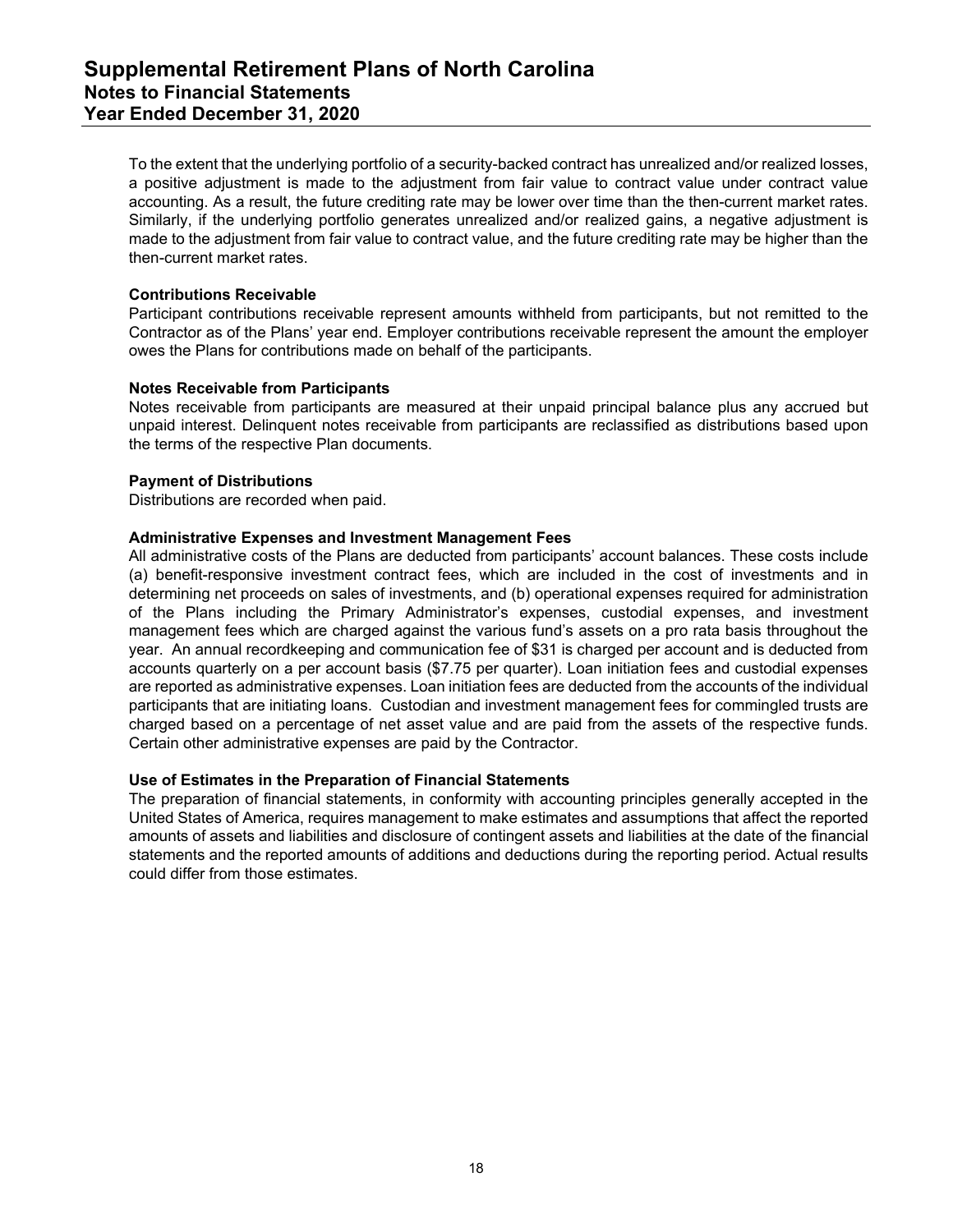To the extent that the underlying portfolio of a security-backed contract has unrealized and/or realized losses, a positive adjustment is made to the adjustment from fair value to contract value under contract value accounting. As a result, the future crediting rate may be lower over time than the then-current market rates. Similarly, if the underlying portfolio generates unrealized and/or realized gains, a negative adjustment is made to the adjustment from fair value to contract value, and the future crediting rate may be higher than the then-current market rates.

**Contributions Receivable**

Participant contributions receivable represent amounts withheld from participants, but not remitted to the Contractor as of the Plans' year end. Employer contributions receivable represent the amount the employer owes the Plans for contributions made on behalf of the participants.

**Notes Receivable from Participants**

Notes receivable from participants are measured at their unpaid principal balance plus any accrued but unpaid interest. Delinquent notes receivable from participants are reclassified as distributions based upon the terms of the respective Plan documents.

**Payment of Distributions**

Distributions are recorded when paid.

**Administrative Expenses and Investment Management Fees**

All administrative costs of the Plans are deducted from participants' account balances. These costs include (a) benefit-responsive investment contract fees, which are included in the cost of investments and in determining net proceeds on sales of investments, and (b) operational expenses required for administration of the Plans including the Primary Administrator's expenses, custodial expenses, and investment management fees which are charged against the various fund's assets on a pro rata basis throughout the year. An annual recordkeeping and communication fee of $31 is charged per account and is deducted from accounts quarterly on a per account basis ($7.75 per quarter). Loan initiation fees and custodial expenses are reported as administrative expenses. Loan initiation fees are deducted from the accounts of the individual participants that are initiating loans. Custodian and investment management fees for commingled trusts are charged based on a percentage of net asset value and are paid from the assets of the respective funds. Certain other administrative expenses are paid by the Contractor.

**Use of Estimates in the Preparation of Financial Statements**

The preparation of financial statements, in conformity with accounting principles generally accepted in the United States of America, requires management to make estimates and assumptions that affect the reported amounts of assets and liabilities and disclosure of contingent assets and liabilities at the date of the financial statements and the reported amounts of additions and deductions during the reporting period. Actual results could differ from those estimates.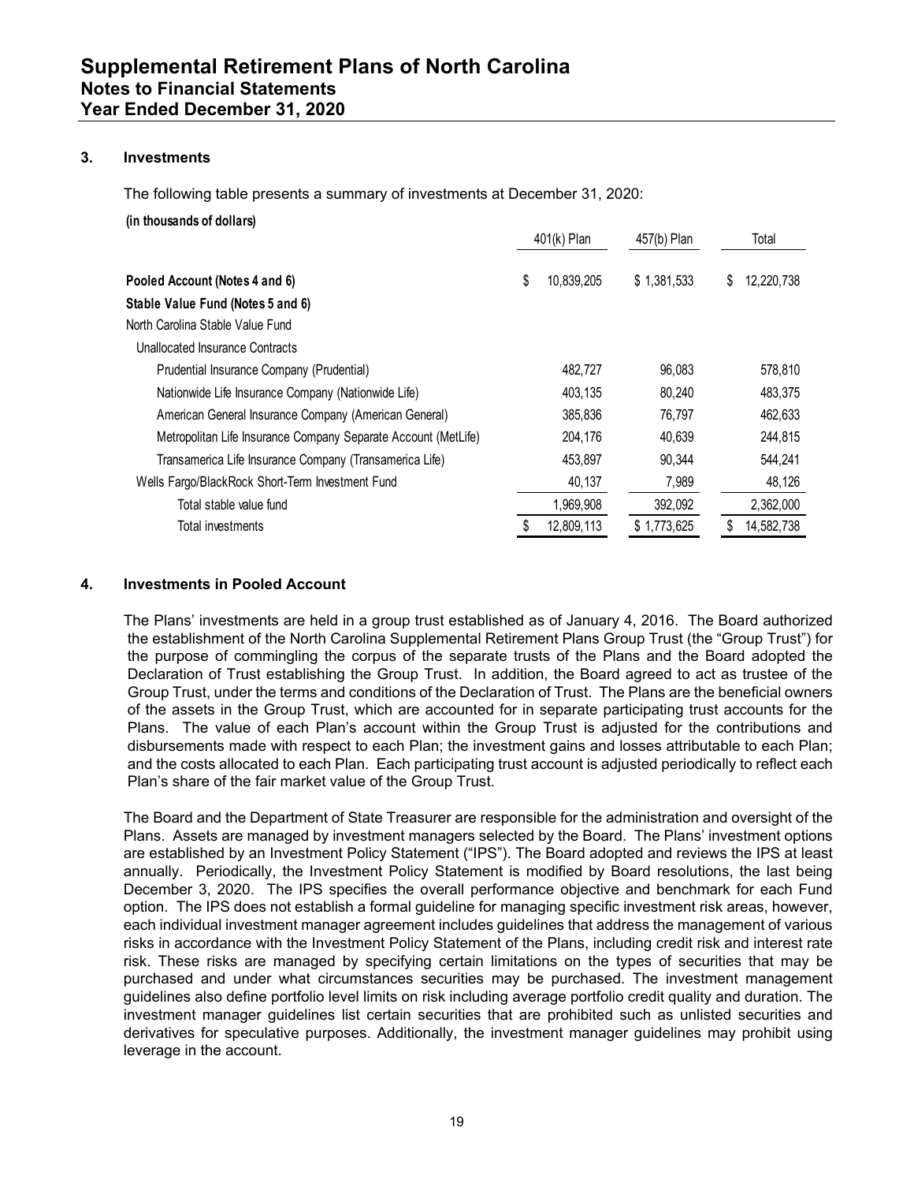## 3. Investments

The following table presents a summary of investments at December 31, 2020:

**(in thousands of dollars)**

| | 401(k) Plan | 457(b) Plan | Total |
|---|---|---|---|
| **Pooled Account (Notes 4 and 6)** | $ 10,839,205 | $ 1,381,533 | $ 12,220,738 |
| **Stable Value Fund (Notes 5 and 6)** | | | |
| North Carolina Stable Value Fund | | | |
| Unallocated Insurance Contracts | | | |
| Prudential Insurance Company (Prudential) | 482,727 | 96,083 | 578,810 |
| Nationwide Life Insurance Company (Nationwide Life) | 403,135 | 80,240 | 483,375 |
| American General Insurance Company (American General) | 385,836 | 76,797 | 462,633 |
| Metropolitan Life Insurance Company Separate Account (MetLife) | 204,176 | 40,639 | 244,815 |
| Transamerica Life Insurance Company (Transamerica Life) | 453,897 | 90,344 | 544,241 |
| Wells Fargo/BlackRock Short-Term Investment Fund | 40,137 | 7,989 | 48,126 |
| Total stable value fund | 1,969,908 | 392,092 | 2,362,000 |
| Total investments | $ 12,809,113 | $ 1,773,625 | $ 14,582,738 |

## 4. Investments in Pooled Account

The Plans' investments are held in a group trust established as of January 4, 2016. The Board authorized the establishment of the North Carolina Supplemental Retirement Plans Group Trust (the "Group Trust") for the purpose of commingling the corpus of the separate trusts of the Plans and the Board adopted the Declaration of Trust establishing the Group Trust. In addition, the Board agreed to act as trustee of the Group Trust, under the terms and conditions of the Declaration of Trust. The Plans are the beneficial owners of the assets in the Group Trust, which are accounted for in separate participating trust accounts for the Plans. The value of each Plan's account within the Group Trust is adjusted for the contributions and disbursements made with respect to each Plan; the investment gains and losses attributable to each Plan; and the costs allocated to each Plan. Each participating trust account is adjusted periodically to reflect each Plan's share of the fair market value of the Group Trust.

The Board and the Department of State Treasurer are responsible for the administration and oversight of the Plans. Assets are managed by investment managers selected by the Board. The Plans' investment options are established by an Investment Policy Statement ("IPS"). The Board adopted and reviews the IPS at least annually. Periodically, the Investment Policy Statement is modified by Board resolutions, the last being December 3, 2020. The IPS specifies the overall performance objective and benchmark for each Fund option. The IPS does not establish a formal guideline for managing specific investment risk areas, however, each individual investment manager agreement includes guidelines that address the management of various risks in accordance with the Investment Policy Statement of the Plans, including credit risk and interest rate risk. These risks are managed by specifying certain limitations on the types of securities that may be purchased and under what circumstances securities may be purchased. The investment management guidelines also define portfolio level limits on risk including average portfolio credit quality and duration. The investment manager guidelines list certain securities that are prohibited such as unlisted securities and derivatives for speculative purposes. Additionally, the investment manager guidelines may prohibit using leverage in the account.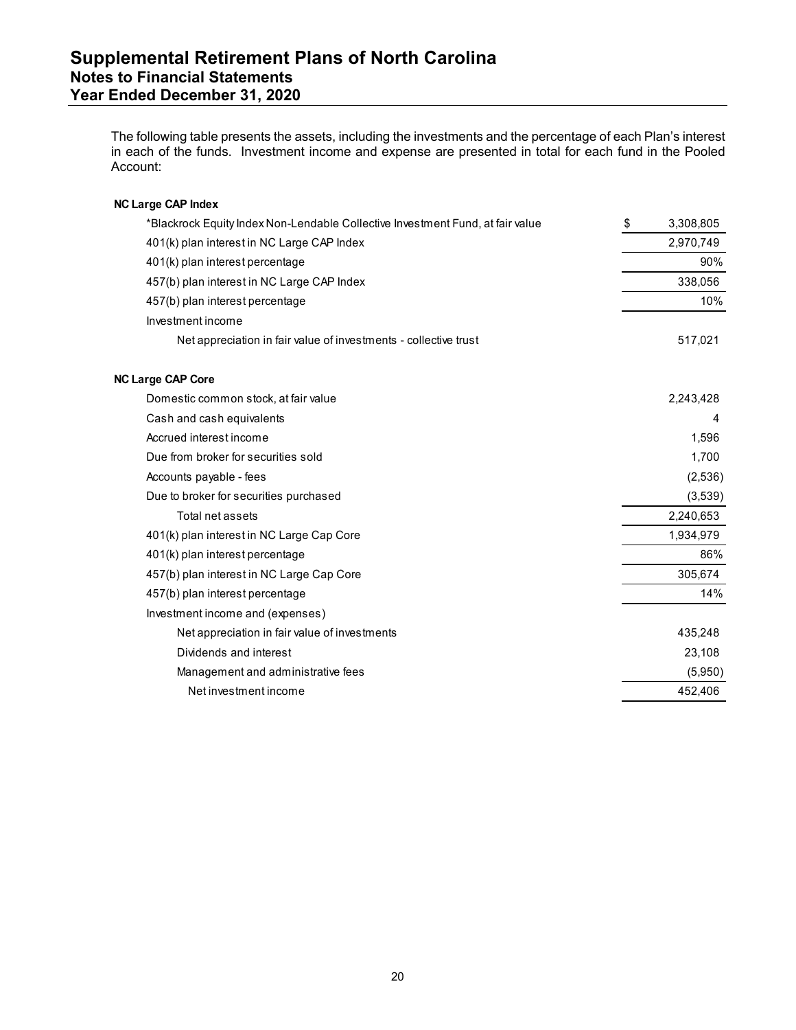# Supplemental Retirement Plans of North Carolina
## Notes to Financial Statements
## Year Ended December 31, 2020

The following table presents the assets, including the investments and the percentage of each Plan's interest in each of the funds. Investment income and expense are presented in total for each fund in the Pooled Account:

| | |
|---|---|
| **NC Large CAP Index** | |
| *Blackrock Equity Index Non-Lendable Collective Investment Fund, at fair value | $ 3,308,805 |
| 401(k) plan interest in NC Large CAP Index | 2,970,749 |
| 401(k) plan interest percentage | 90% |
| 457(b) plan interest in NC Large CAP Index | 338,056 |
| 457(b) plan interest percentage | 10% |
| Investment income | |
| Net appreciation in fair value of investments - collective trust | 517,021 |
| | |
| **NC Large CAP Core** | |
| Domestic common stock, at fair value | 2,243,428 |
| Cash and cash equivalents | 4 |
| Accrued interest income | 1,596 |
| Due from broker for securities sold | 1,700 |
| Accounts payable - fees | (2,536) |
| Due to broker for securities purchased | (3,539) |
| Total net assets | 2,240,653 |
| 401(k) plan interest in NC Large Cap Core | 1,934,979 |
| 401(k) plan interest percentage | 86% |
| 457(b) plan interest in NC Large Cap Core | 305,674 |
| 457(b) plan interest percentage | 14% |
| Investment income and (expenses) | |
| Net appreciation in fair value of investments | 435,248 |
| Dividends and interest | 23,108 |
| Management and administrative fees | (5,950) |
| Net investment income | 452,406 |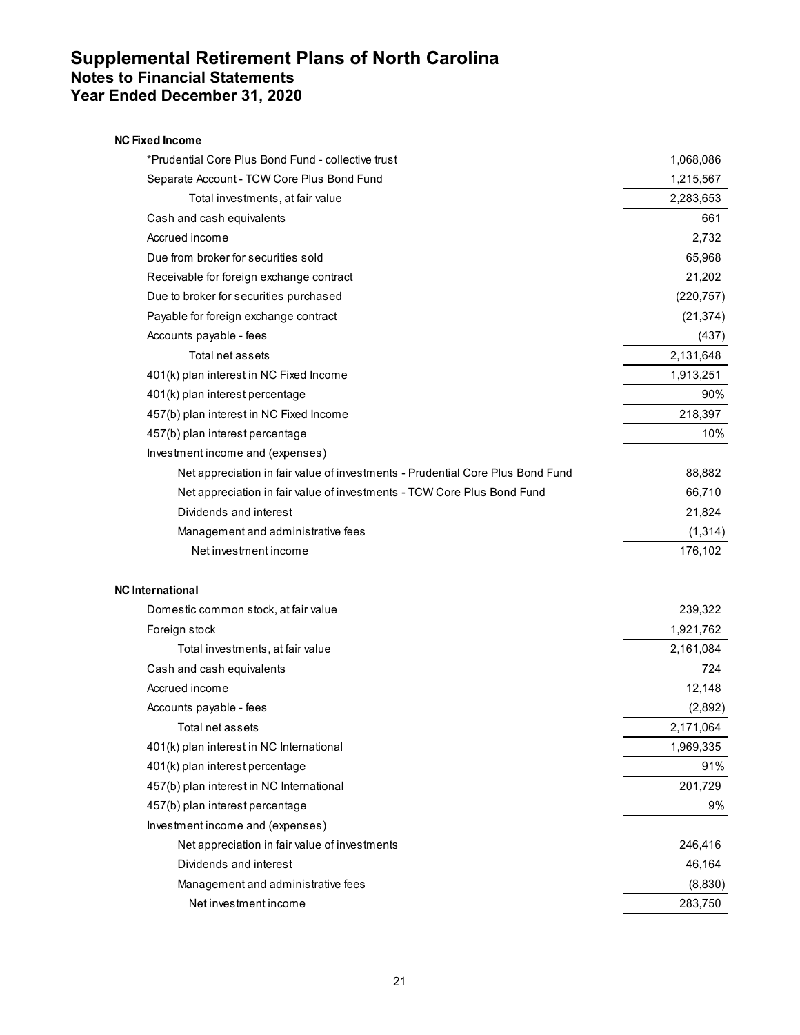# Supplemental Retirement Plans of North Carolina
## Notes to Financial Statements
## Year Ended December 31, 2020

**NC Fixed Income**

| | |
|---|---:|
| *Prudential Core Plus Bond Fund - collective trust | 1,068,086 |
| Separate Account - TCW Core Plus Bond Fund | 1,215,567 |
| Total investments, at fair value | 2,283,653 |
| Cash and cash equivalents | 661 |
| Accrued income | 2,732 |
| Due from broker for securities sold | 65,968 |
| Receivable for foreign exchange contract | 21,202 |
| Due to broker for securities purchased | (220,757) |
| Payable for foreign exchange contract | (21,374) |
| Accounts payable - fees | (437) |
| Total net assets | 2,131,648 |
| 401(k) plan interest in NC Fixed Income | 1,913,251 |
| 401(k) plan interest percentage | 90% |
| 457(b) plan interest in NC Fixed Income | 218,397 |
| 457(b) plan interest percentage | 10% |
| Investment income and (expenses) | |
| Net appreciation in fair value of investments - Prudential Core Plus Bond Fund | 88,882 |
| Net appreciation in fair value of investments - TCW Core Plus Bond Fund | 66,710 |
| Dividends and interest | 21,824 |
| Management and administrative fees | (1,314) |
| Net investment income | 176,102 |

**NC International**

| | |
|---|---:|
| Domestic common stock, at fair value | 239,322 |
| Foreign stock | 1,921,762 |
| Total investments, at fair value | 2,161,084 |
| Cash and cash equivalents | 724 |
| Accrued income | 12,148 |
| Accounts payable - fees | (2,892) |
| Total net assets | 2,171,064 |
| 401(k) plan interest in NC International | 1,969,335 |
| 401(k) plan interest percentage | 91% |
| 457(b) plan interest in NC International | 201,729 |
| 457(b) plan interest percentage | 9% |
| Investment income and (expenses) | |
| Net appreciation in fair value of investments | 246,416 |
| Dividends and interest | 46,164 |
| Management and administrative fees | (8,830) |
| Net investment income | 283,750 |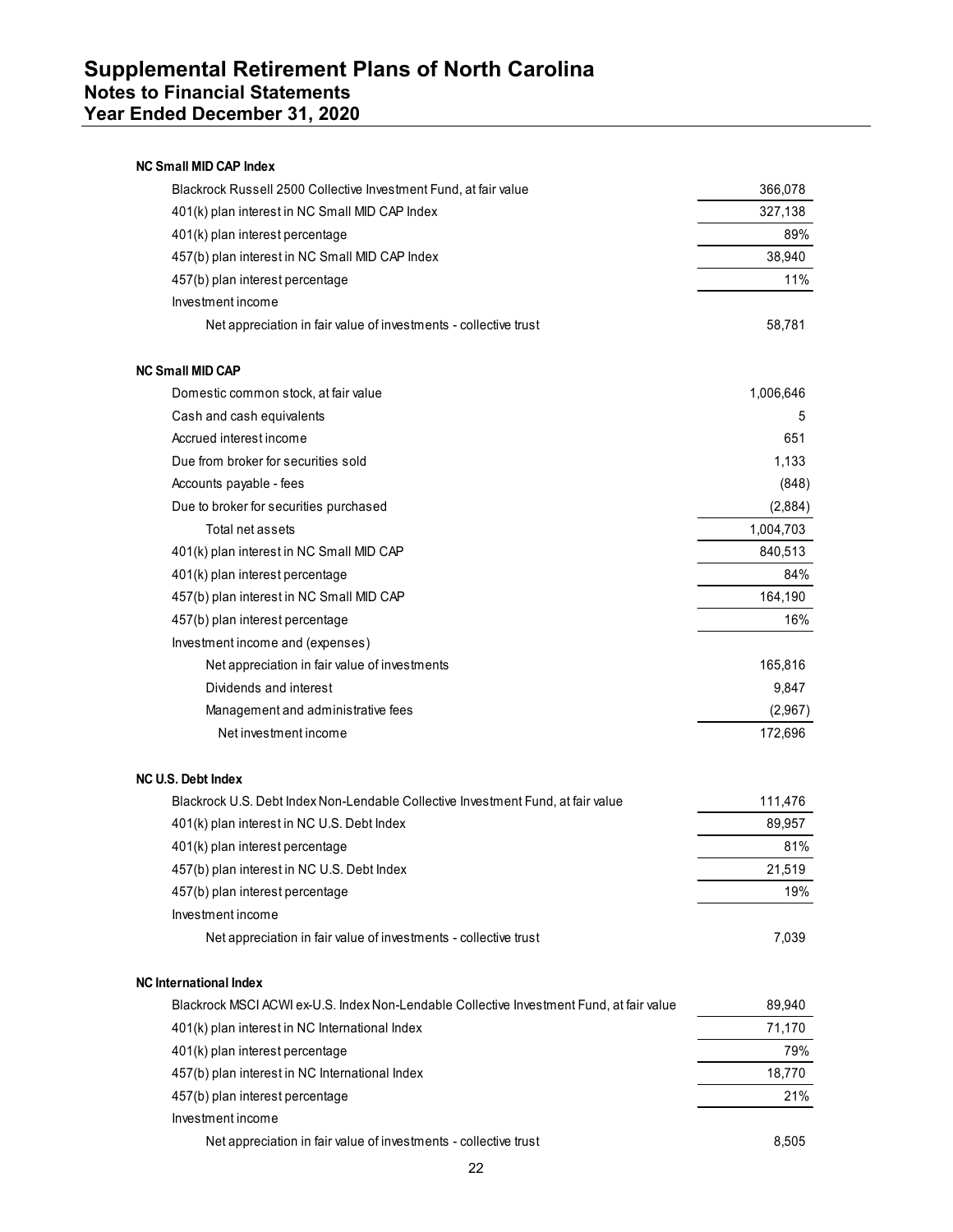## Supplemental Retirement Plans of North Carolina
### Notes to Financial Statements
### Year Ended December 31, 2020

**NC Small MID CAP Index**

| | |
|---|---|
| Blackrock Russell 2500 Collective Investment Fund, at fair value | 366,078 |
| 401(k) plan interest in NC Small MID CAP Index | 327,138 |
| 401(k) plan interest percentage | 89% |
| 457(b) plan interest in NC Small MID CAP Index | 38,940 |
| 457(b) plan interest percentage | 11% |
| Investment income | |
| Net appreciation in fair value of investments - collective trust | 58,781 |

**NC Small MID CAP**

| | |
|---|---|
| Domestic common stock, at fair value | 1,006,646 |
| Cash and cash equivalents | 5 |
| Accrued interest income | 651 |
| Due from broker for securities sold | 1,133 |
| Accounts payable - fees | (848) |
| Due to broker for securities purchased | (2,884) |
| Total net assets | 1,004,703 |
| 401(k) plan interest in NC Small MID CAP | 840,513 |
| 401(k) plan interest percentage | 84% |
| 457(b) plan interest in NC Small MID CAP | 164,190 |
| 457(b) plan interest percentage | 16% |
| Investment income and (expenses) | |
| Net appreciation in fair value of investments | 165,816 |
| Dividends and interest | 9,847 |
| Management and administrative fees | (2,967) |
| Net investment income | 172,696 |

**NC U.S. Debt Index**

| | |
|---|---|
| Blackrock U.S. Debt Index Non-Lendable Collective Investment Fund, at fair value | 111,476 |
| 401(k) plan interest in NC U.S. Debt Index | 89,957 |
| 401(k) plan interest percentage | 81% |
| 457(b) plan interest in NC U.S. Debt Index | 21,519 |
| 457(b) plan interest percentage | 19% |
| Investment income | |
| Net appreciation in fair value of investments - collective trust | 7,039 |

**NC International Index**

| | |
|---|---|
| Blackrock MSCI ACWI ex-U.S. Index Non-Lendable Collective Investment Fund, at fair value | 89,940 |
| 401(k) plan interest in NC International Index | 71,170 |
| 401(k) plan interest percentage | 79% |
| 457(b) plan interest in NC International Index | 18,770 |
| 457(b) plan interest percentage | 21% |
| Investment income | |
| Net appreciation in fair value of investments - collective trust | 8,505 |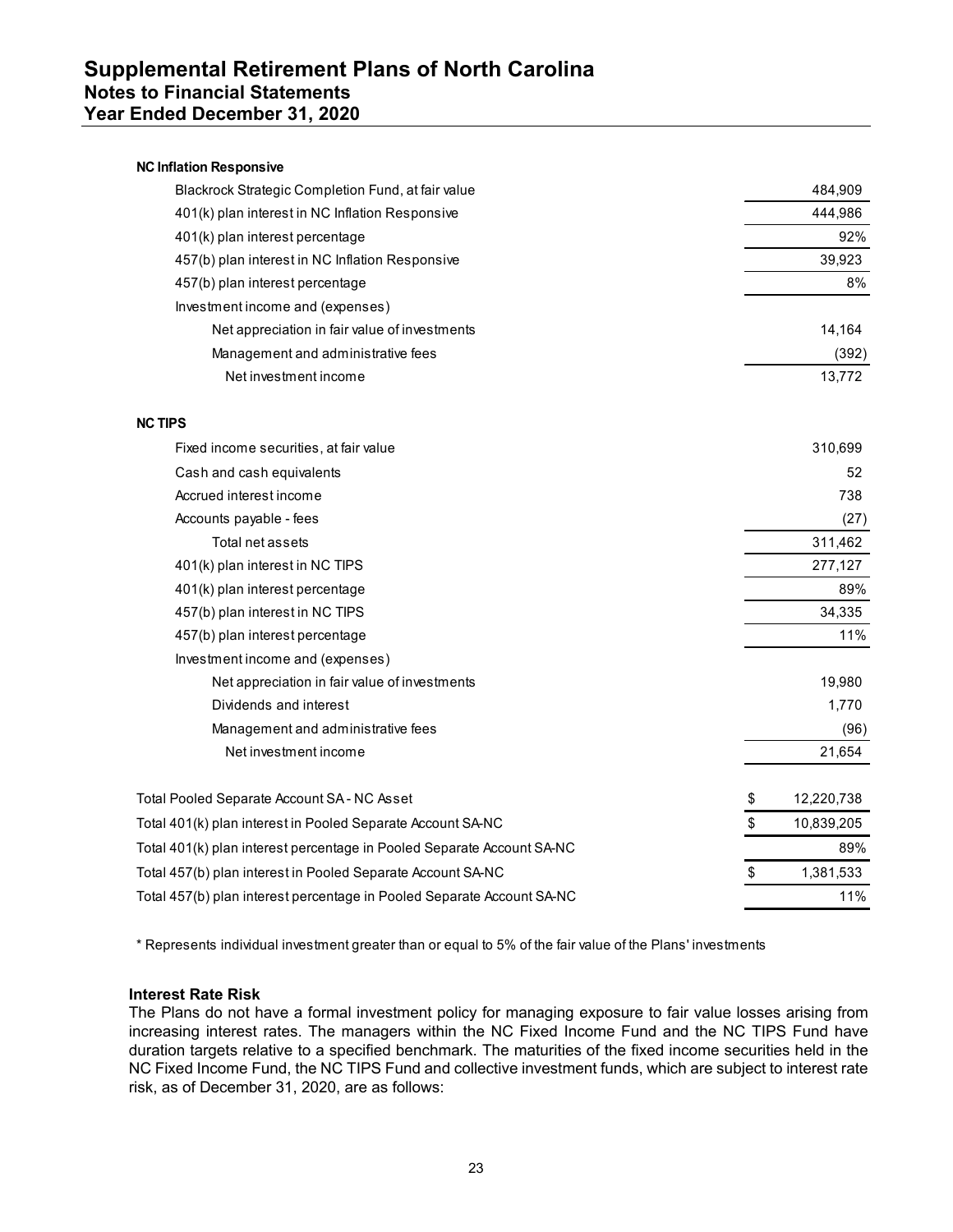| | |
|---|---|
| **NC Inflation Responsive** | |
| Blackrock Strategic Completion Fund, at fair value | 484,909 |
| 401(k) plan interest in NC Inflation Responsive | 444,986 |
| 401(k) plan interest percentage | 92% |
| 457(b) plan interest in NC Inflation Responsive | 39,923 |
| 457(b) plan interest percentage | 8% |
| Investment income and (expenses) | |
| Net appreciation in fair value of investments | 14,164 |
| Management and administrative fees | (392) |
| Net investment income | 13,772 |
| | |
| **NC TIPS** | |
| Fixed income securities, at fair value | 310,699 |
| Cash and cash equivalents | 52 |
| Accrued interest income | 738 |
| Accounts payable - fees | (27) |
| Total net assets | 311,462 |
| 401(k) plan interest in NC TIPS | 277,127 |
| 401(k) plan interest percentage | 89% |
| 457(b) plan interest in NC TIPS | 34,335 |
| 457(b) plan interest percentage | 11% |
| Investment income and (expenses) | |
| Net appreciation in fair value of investments | 19,980 |
| Dividends and interest | 1,770 |
| Management and administrative fees | (96) |
| Net investment income | 21,654 |
| | |
| Total Pooled Separate Account SA - NC Asset | $ 12,220,738 |
| Total 401(k) plan interest in Pooled Separate Account SA-NC | $ 10,839,205 |
| Total 401(k) plan interest percentage in Pooled Separate Account SA-NC | 89% |
| Total 457(b) plan interest in Pooled Separate Account SA-NC | $ 1,381,533 |
| Total 457(b) plan interest percentage in Pooled Separate Account SA-NC | 11% |

* Represents individual investment greater than or equal to 5% of the fair value of the Plans' investments

**Interest Rate Risk**

The Plans do not have a formal investment policy for managing exposure to fair value losses arising from increasing interest rates. The managers within the NC Fixed Income Fund and the NC TIPS Fund have duration targets relative to a specified benchmark. The maturities of the fixed income securities held in the NC Fixed Income Fund, the NC TIPS Fund and collective investment funds, which are subject to interest rate risk, as of December 31, 2020, are as follows: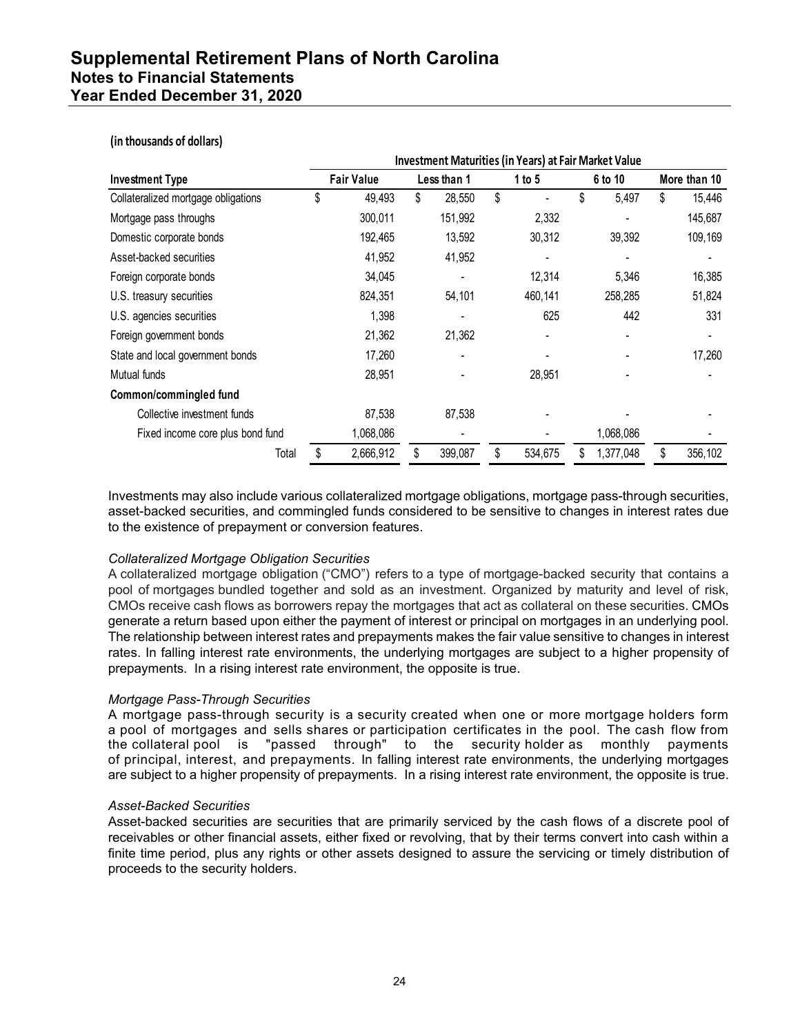**(in thousands of dollars)**

| Investment Type | Fair Value | Less than 1 | 1 to 5 | 6 to 10 | More than 10 |
|---|---|---|---|---|---|
| | **Investment Maturities (in Years) at Fair Market Value** | | | | |
| Collateralized mortgage obligations | $ 49,493 | $ 28,550 | $ - | $ 5,497 | $ 15,446 |
| Mortgage pass throughs | 300,011 | 151,992 | 2,332 | - | 145,687 |
| Domestic corporate bonds | 192,465 | 13,592 | 30,312 | 39,392 | 109,169 |
| Asset-backed securities | 41,952 | 41,952 | - | - | - |
| Foreign corporate bonds | 34,045 | - | 12,314 | 5,346 | 16,385 |
| U.S. treasury securities | 824,351 | 54,101 | 460,141 | 258,285 | 51,824 |
| U.S. agencies securities | 1,398 | - | 625 | 442 | 331 |
| Foreign government bonds | 21,362 | 21,362 | - | - | - |
| State and local government bonds | 17,260 | - | - | - | 17,260 |
| Mutual funds | 28,951 | - | 28,951 | - | - |
| **Common/commingled fund** | | | | | |
| Collective investment funds | 87,538 | 87,538 | - | - | - |
| Fixed income core plus bond fund | 1,068,086 | - | - | 1,068,086 | - |
| Total | $ 2,666,912 | $ 399,087 | $ 534,675 | $ 1,377,048 | $ 356,102 |

Investments may also include various collateralized mortgage obligations, mortgage pass-through securities, asset-backed securities, and commingled funds considered to be sensitive to changes in interest rates due to the existence of prepayment or conversion features.

*Collateralized Mortgage Obligation Securities*

A collateralized mortgage obligation ("CMO") refers to a type of mortgage-backed security that contains a pool of mortgages bundled together and sold as an investment. Organized by maturity and level of risk, CMOs receive cash flows as borrowers repay the mortgages that act as collateral on these securities. CMOs generate a return based upon either the payment of interest or principal on mortgages in an underlying pool. The relationship between interest rates and prepayments makes the fair value sensitive to changes in interest rates. In falling interest rate environments, the underlying mortgages are subject to a higher propensity of prepayments. In a rising interest rate environment, the opposite is true.

*Mortgage Pass-Through Securities*

A mortgage pass-through security is a security created when one or more mortgage holders form a pool of mortgages and sells shares or participation certificates in the pool. The cash flow from the collateral pool is "passed through" to the security holder as monthly payments of principal, interest, and prepayments. In falling interest rate environments, the underlying mortgages are subject to a higher propensity of prepayments. In a rising interest rate environment, the opposite is true.

*Asset-Backed Securities*

Asset-backed securities are securities that are primarily serviced by the cash flows of a discrete pool of receivables or other financial assets, either fixed or revolving, that by their terms convert into cash within a finite time period, plus any rights or other assets designed to assure the servicing or timely distribution of proceeds to the security holders.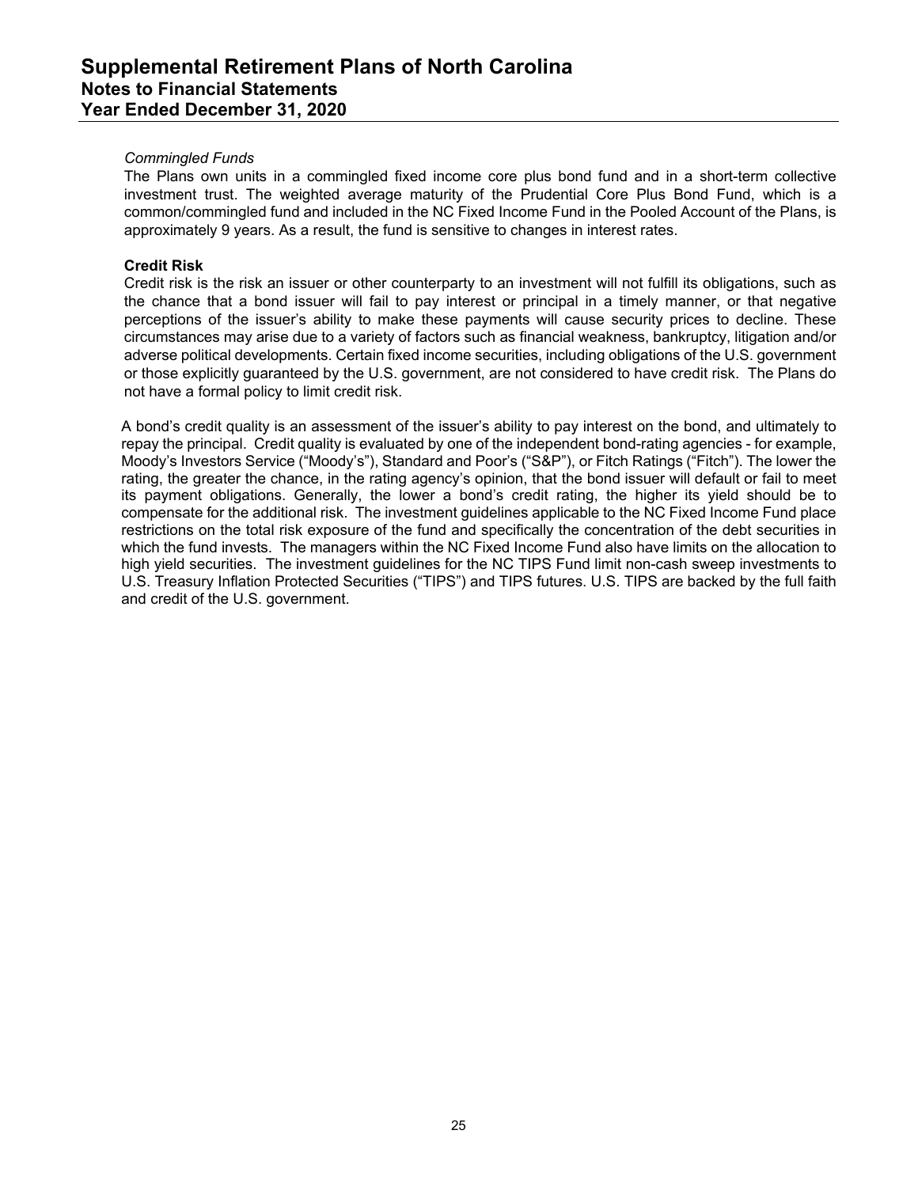*Commingled Funds*

The Plans own units in a commingled fixed income core plus bond fund and in a short-term collective investment trust. The weighted average maturity of the Prudential Core Plus Bond Fund, which is a common/commingled fund and included in the NC Fixed Income Fund in the Pooled Account of the Plans, is approximately 9 years. As a result, the fund is sensitive to changes in interest rates.

**Credit Risk**

Credit risk is the risk an issuer or other counterparty to an investment will not fulfill its obligations, such as the chance that a bond issuer will fail to pay interest or principal in a timely manner, or that negative perceptions of the issuer's ability to make these payments will cause security prices to decline. These circumstances may arise due to a variety of factors such as financial weakness, bankruptcy, litigation and/or adverse political developments. Certain fixed income securities, including obligations of the U.S. government or those explicitly guaranteed by the U.S. government, are not considered to have credit risk. The Plans do not have a formal policy to limit credit risk.

A bond's credit quality is an assessment of the issuer's ability to pay interest on the bond, and ultimately to repay the principal. Credit quality is evaluated by one of the independent bond-rating agencies - for example, Moody's Investors Service ("Moody's"), Standard and Poor's ("S&P"), or Fitch Ratings ("Fitch"). The lower the rating, the greater the chance, in the rating agency's opinion, that the bond issuer will default or fail to meet its payment obligations. Generally, the lower a bond's credit rating, the higher its yield should be to compensate for the additional risk. The investment guidelines applicable to the NC Fixed Income Fund place restrictions on the total risk exposure of the fund and specifically the concentration of the debt securities in which the fund invests. The managers within the NC Fixed Income Fund also have limits on the allocation to high yield securities. The investment guidelines for the NC TIPS Fund limit non-cash sweep investments to U.S. Treasury Inflation Protected Securities ("TIPS") and TIPS futures. U.S. TIPS are backed by the full faith and credit of the U.S. government.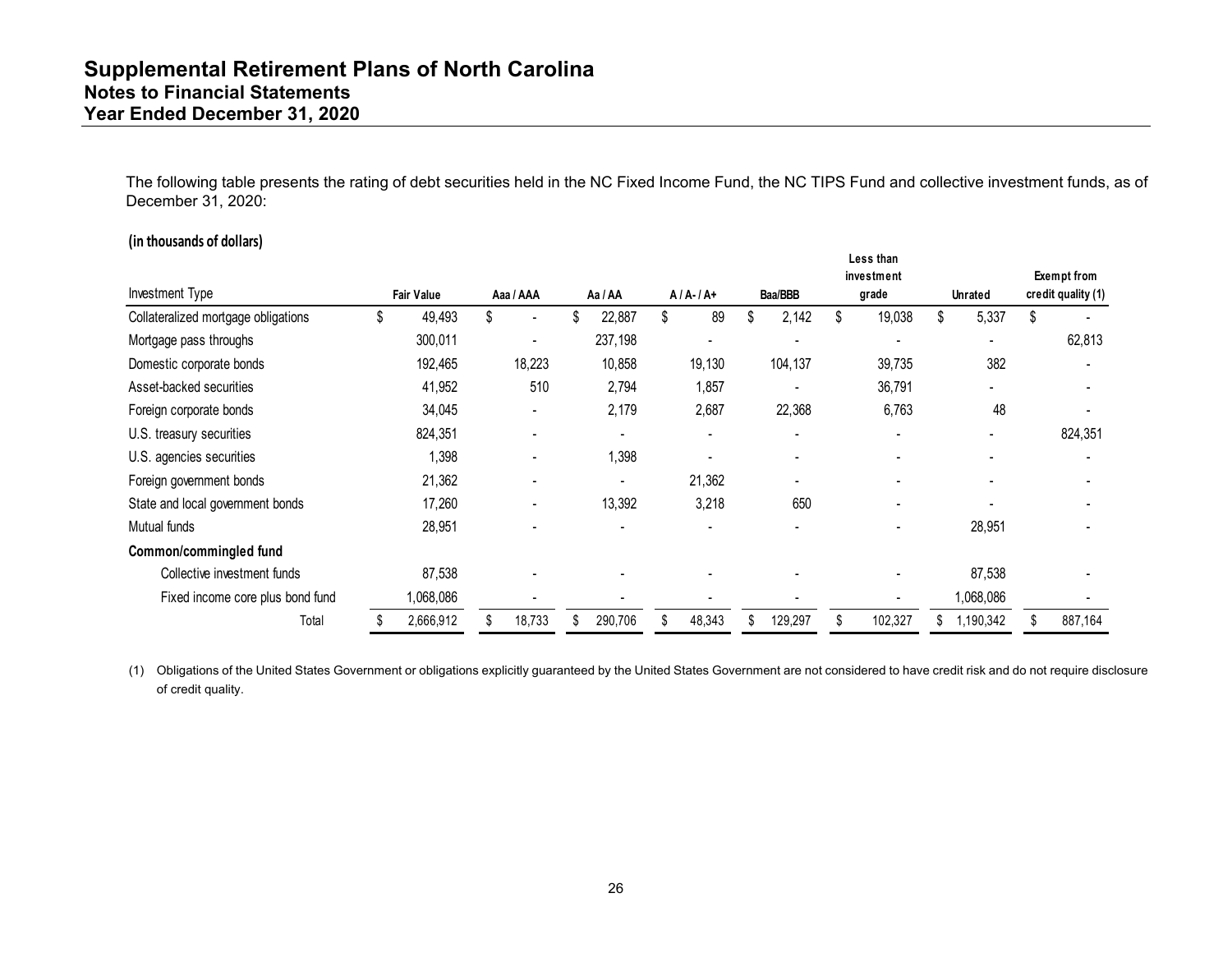# Supplemental Retirement Plans of North Carolina
## Notes to Financial Statements
## Year Ended December 31, 2020

The following table presents the rating of debt securities held in the NC Fixed Income Fund, the NC TIPS Fund and collective investment funds, as of December 31, 2020:

**(in thousands of dollars)**

| Investment Type | Fair Value | Aaa / AAA | Aa / AA | A / A- / A+ | Baa/BBB | Less than investment grade | Unrated | Exempt from credit quality (1) |
|---|---|---|---|---|---|---|---|---|
| Collateralized mortgage obligations | $ 49,493 | $ - | $ 22,887 | $ 89 | $ 2,142 | $ 19,038 | $ 5,337 | $ - |
| Mortgage pass throughs | 300,011 | - | 237,198 | - | - | - | - | 62,813 |
| Domestic corporate bonds | 192,465 | 18,223 | 10,858 | 19,130 | 104,137 | 39,735 | 382 | - |
| Asset-backed securities | 41,952 | 510 | 2,794 | 1,857 | - | 36,791 | - | - |
| Foreign corporate bonds | 34,045 | - | 2,179 | 2,687 | 22,368 | 6,763 | 48 | - |
| U.S. treasury securities | 824,351 | - | - | - | - | - | - | 824,351 |
| U.S. agencies securities | 1,398 | - | 1,398 | - | - | - | - | - |
| Foreign government bonds | 21,362 | - | - | 21,362 | - | - | - | - |
| State and local government bonds | 17,260 | - | 13,392 | 3,218 | 650 | - | - | - |
| Mutual funds | 28,951 | - | - | - | - | - | 28,951 | - |
| **Common/commingled fund** | | | | | | | | |
| Collective investment funds | 87,538 | - | - | - | - | - | 87,538 | - |
| Fixed income core plus bond fund | 1,068,086 | - | - | - | - | - | 1,068,086 | - |
| Total | $ 2,666,912 | $ 18,733 | $ 290,706 | $ 48,343 | $ 129,297 | $ 102,327 | $ 1,190,342 | $ 887,164 |

(1) Obligations of the United States Government or obligations explicitly guaranteed by the United States Government are not considered to have credit risk and do not require disclosure of credit quality.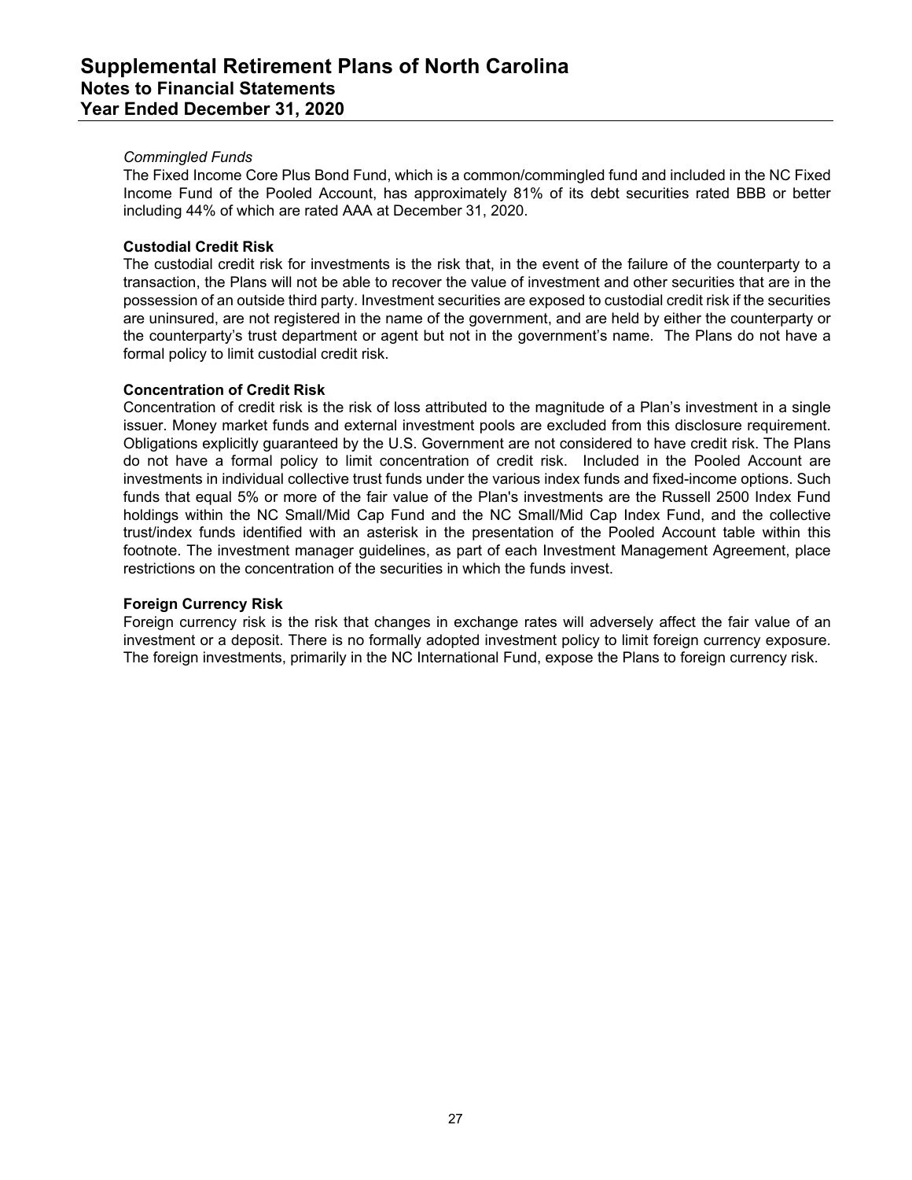*Commingled Funds*

The Fixed Income Core Plus Bond Fund, which is a common/commingled fund and included in the NC Fixed Income Fund of the Pooled Account, has approximately 81% of its debt securities rated BBB or better including 44% of which are rated AAA at December 31, 2020.

**Custodial Credit Risk**

The custodial credit risk for investments is the risk that, in the event of the failure of the counterparty to a transaction, the Plans will not be able to recover the value of investment and other securities that are in the possession of an outside third party. Investment securities are exposed to custodial credit risk if the securities are uninsured, are not registered in the name of the government, and are held by either the counterparty or the counterparty's trust department or agent but not in the government's name. The Plans do not have a formal policy to limit custodial credit risk.

**Concentration of Credit Risk**

Concentration of credit risk is the risk of loss attributed to the magnitude of a Plan's investment in a single issuer. Money market funds and external investment pools are excluded from this disclosure requirement. Obligations explicitly guaranteed by the U.S. Government are not considered to have credit risk. The Plans do not have a formal policy to limit concentration of credit risk. Included in the Pooled Account are investments in individual collective trust funds under the various index funds and fixed-income options. Such funds that equal 5% or more of the fair value of the Plan's investments are the Russell 2500 Index Fund holdings within the NC Small/Mid Cap Fund and the NC Small/Mid Cap Index Fund, and the collective trust/index funds identified with an asterisk in the presentation of the Pooled Account table within this footnote. The investment manager guidelines, as part of each Investment Management Agreement, place restrictions on the concentration of the securities in which the funds invest.

**Foreign Currency Risk**

Foreign currency risk is the risk that changes in exchange rates will adversely affect the fair value of an investment or a deposit. There is no formally adopted investment policy to limit foreign currency exposure. The foreign investments, primarily in the NC International Fund, expose the Plans to foreign currency risk.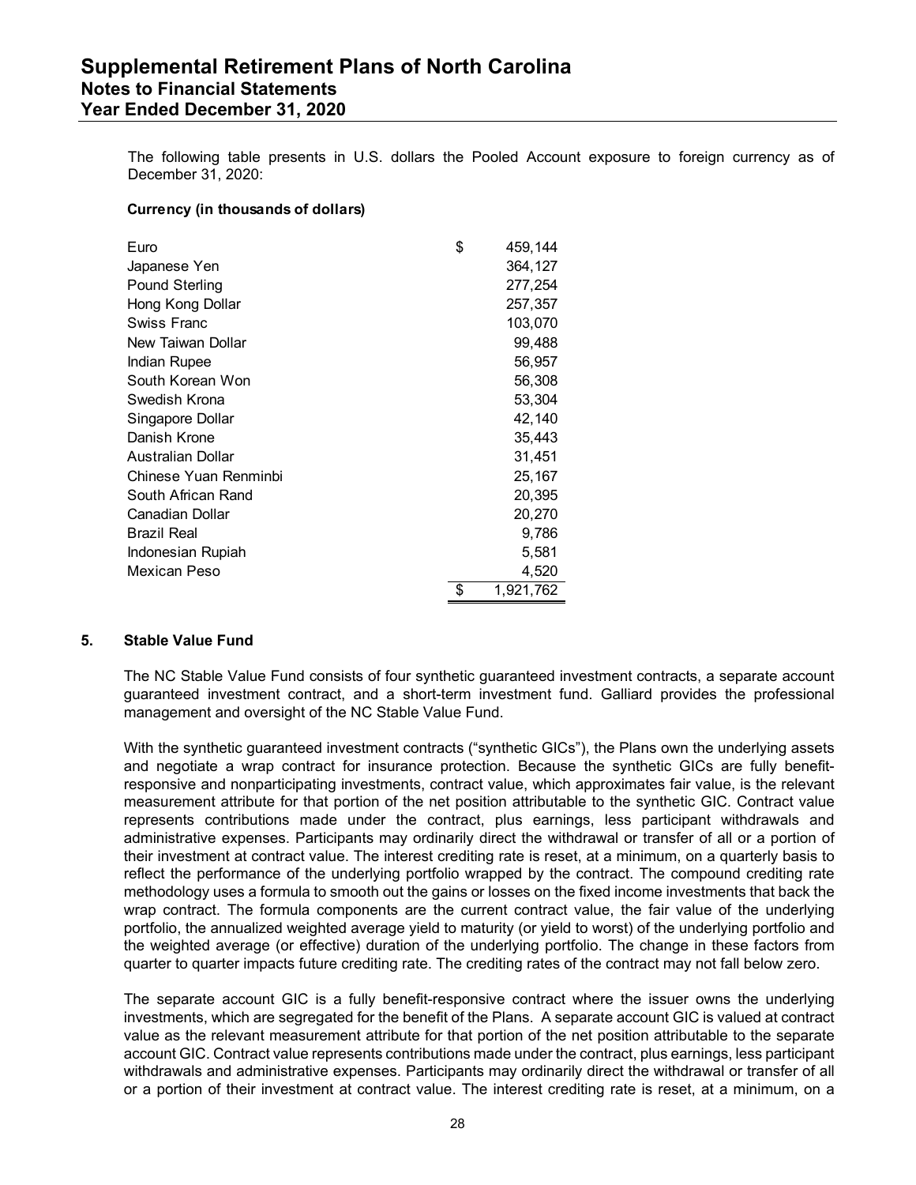The following table presents in U.S. dollars the Pooled Account exposure to foreign currency as of December 31, 2020:

**Currency (in thousands of dollars)**

| Currency | Amount |
|---|---|
| Euro | $ 459,144 |
| Japanese Yen | 364,127 |
| Pound Sterling | 277,254 |
| Hong Kong Dollar | 257,357 |
| Swiss Franc | 103,070 |
| New Taiwan Dollar | 99,488 |
| Indian Rupee | 56,957 |
| South Korean Won | 56,308 |
| Swedish Krona | 53,304 |
| Singapore Dollar | 42,140 |
| Danish Krone | 35,443 |
| Australian Dollar | 31,451 |
| Chinese Yuan Renminbi | 25,167 |
| South African Rand | 20,395 |
| Canadian Dollar | 20,270 |
| Brazil Real | 9,786 |
| Indonesian Rupiah | 5,581 |
| Mexican Peso | 4,520 |
| | $ 1,921,762 |

## 5. Stable Value Fund

The NC Stable Value Fund consists of four synthetic guaranteed investment contracts, a separate account guaranteed investment contract, and a short-term investment fund. Galliard provides the professional management and oversight of the NC Stable Value Fund.

With the synthetic guaranteed investment contracts ("synthetic GICs"), the Plans own the underlying assets and negotiate a wrap contract for insurance protection. Because the synthetic GICs are fully benefit-responsive and nonparticipating investments, contract value, which approximates fair value, is the relevant measurement attribute for that portion of the net position attributable to the synthetic GIC. Contract value represents contributions made under the contract, plus earnings, less participant withdrawals and administrative expenses. Participants may ordinarily direct the withdrawal or transfer of all or a portion of their investment at contract value. The interest crediting rate is reset, at a minimum, on a quarterly basis to reflect the performance of the underlying portfolio wrapped by the contract. The compound crediting rate methodology uses a formula to smooth out the gains or losses on the fixed income investments that back the wrap contract. The formula components are the current contract value, the fair value of the underlying portfolio, the annualized weighted average yield to maturity (or yield to worst) of the underlying portfolio and the weighted average (or effective) duration of the underlying portfolio. The change in these factors from quarter to quarter impacts future crediting rate. The crediting rates of the contract may not fall below zero.

The separate account GIC is a fully benefit-responsive contract where the issuer owns the underlying investments, which are segregated for the benefit of the Plans. A separate account GIC is valued at contract value as the relevant measurement attribute for that portion of the net position attributable to the separate account GIC. Contract value represents contributions made under the contract, plus earnings, less participant withdrawals and administrative expenses. Participants may ordinarily direct the withdrawal or transfer of all or a portion of their investment at contract value. The interest crediting rate is reset, at a minimum, on a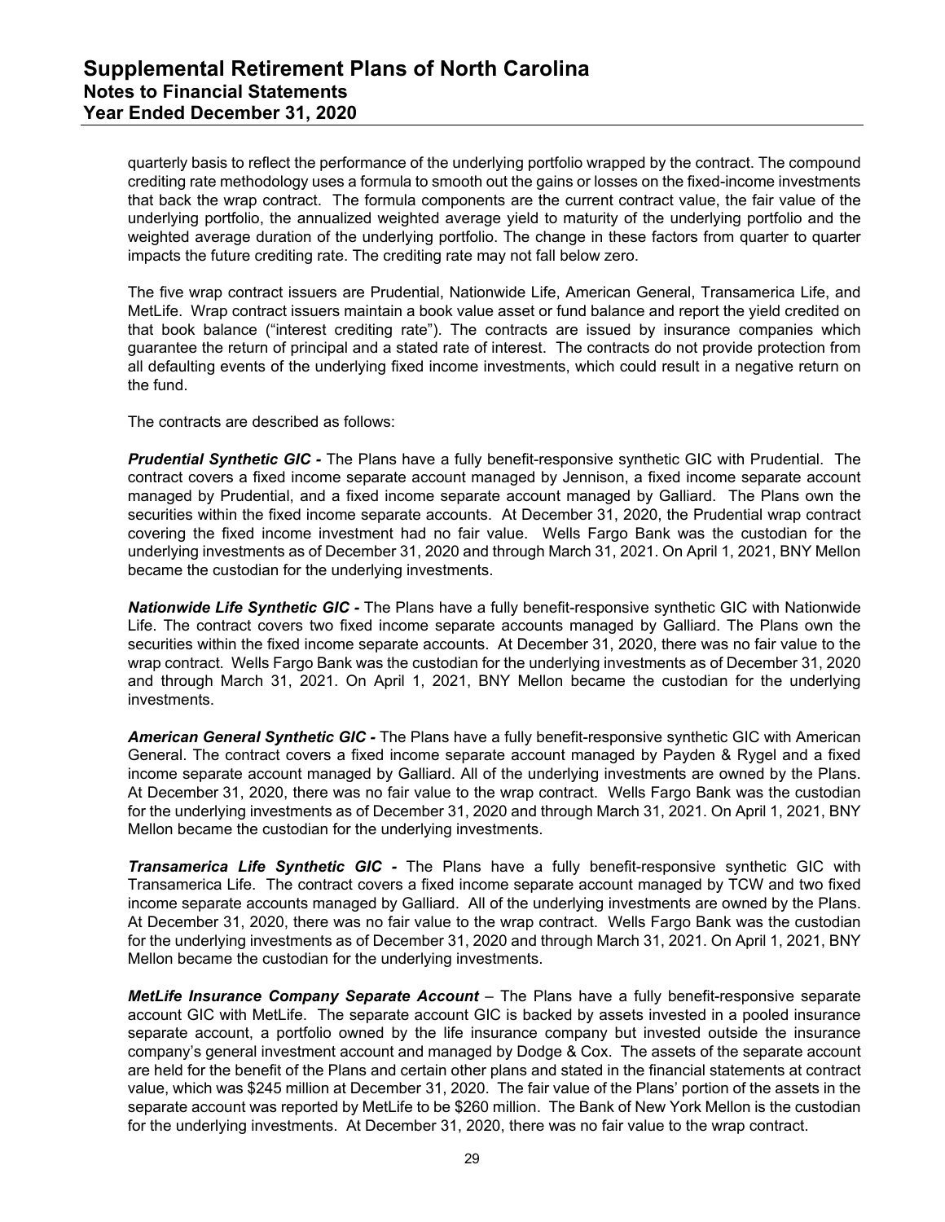quarterly basis to reflect the performance of the underlying portfolio wrapped by the contract. The compound crediting rate methodology uses a formula to smooth out the gains or losses on the fixed-income investments that back the wrap contract. The formula components are the current contract value, the fair value of the underlying portfolio, the annualized weighted average yield to maturity of the underlying portfolio and the weighted average duration of the underlying portfolio. The change in these factors from quarter to quarter impacts the future crediting rate. The crediting rate may not fall below zero.

The five wrap contract issuers are Prudential, Nationwide Life, American General, Transamerica Life, and MetLife. Wrap contract issuers maintain a book value asset or fund balance and report the yield credited on that book balance ("interest crediting rate"). The contracts are issued by insurance companies which guarantee the return of principal and a stated rate of interest. The contracts do not provide protection from all defaulting events of the underlying fixed income investments, which could result in a negative return on the fund.

The contracts are described as follows:

***Prudential Synthetic GIC -*** The Plans have a fully benefit-responsive synthetic GIC with Prudential. The contract covers a fixed income separate account managed by Jennison, a fixed income separate account managed by Prudential, and a fixed income separate account managed by Galliard. The Plans own the securities within the fixed income separate accounts. At December 31, 2020, the Prudential wrap contract covering the fixed income investment had no fair value. Wells Fargo Bank was the custodian for the underlying investments as of December 31, 2020 and through March 31, 2021. On April 1, 2021, BNY Mellon became the custodian for the underlying investments.

***Nationwide Life Synthetic GIC -*** The Plans have a fully benefit-responsive synthetic GIC with Nationwide Life. The contract covers two fixed income separate accounts managed by Galliard. The Plans own the securities within the fixed income separate accounts. At December 31, 2020, there was no fair value to the wrap contract. Wells Fargo Bank was the custodian for the underlying investments as of December 31, 2020 and through March 31, 2021. On April 1, 2021, BNY Mellon became the custodian for the underlying investments.

***American General Synthetic GIC -*** The Plans have a fully benefit-responsive synthetic GIC with American General. The contract covers a fixed income separate account managed by Payden & Rygel and a fixed income separate account managed by Galliard. All of the underlying investments are owned by the Plans. At December 31, 2020, there was no fair value to the wrap contract. Wells Fargo Bank was the custodian for the underlying investments as of December 31, 2020 and through March 31, 2021. On April 1, 2021, BNY Mellon became the custodian for the underlying investments.

***Transamerica Life Synthetic GIC -*** The Plans have a fully benefit-responsive synthetic GIC with Transamerica Life. The contract covers a fixed income separate account managed by TCW and two fixed income separate accounts managed by Galliard. All of the underlying investments are owned by the Plans. At December 31, 2020, there was no fair value to the wrap contract. Wells Fargo Bank was the custodian for the underlying investments as of December 31, 2020 and through March 31, 2021. On April 1, 2021, BNY Mellon became the custodian for the underlying investments.

***MetLife Insurance Company Separate Account*** – The Plans have a fully benefit-responsive separate account GIC with MetLife. The separate account GIC is backed by assets invested in a pooled insurance separate account, a portfolio owned by the life insurance company but invested outside the insurance company's general investment account and managed by Dodge & Cox. The assets of the separate account are held for the benefit of the Plans and certain other plans and stated in the financial statements at contract value, which was $245 million at December 31, 2020. The fair value of the Plans' portion of the assets in the separate account was reported by MetLife to be $260 million. The Bank of New York Mellon is the custodian for the underlying investments. At December 31, 2020, there was no fair value to the wrap contract.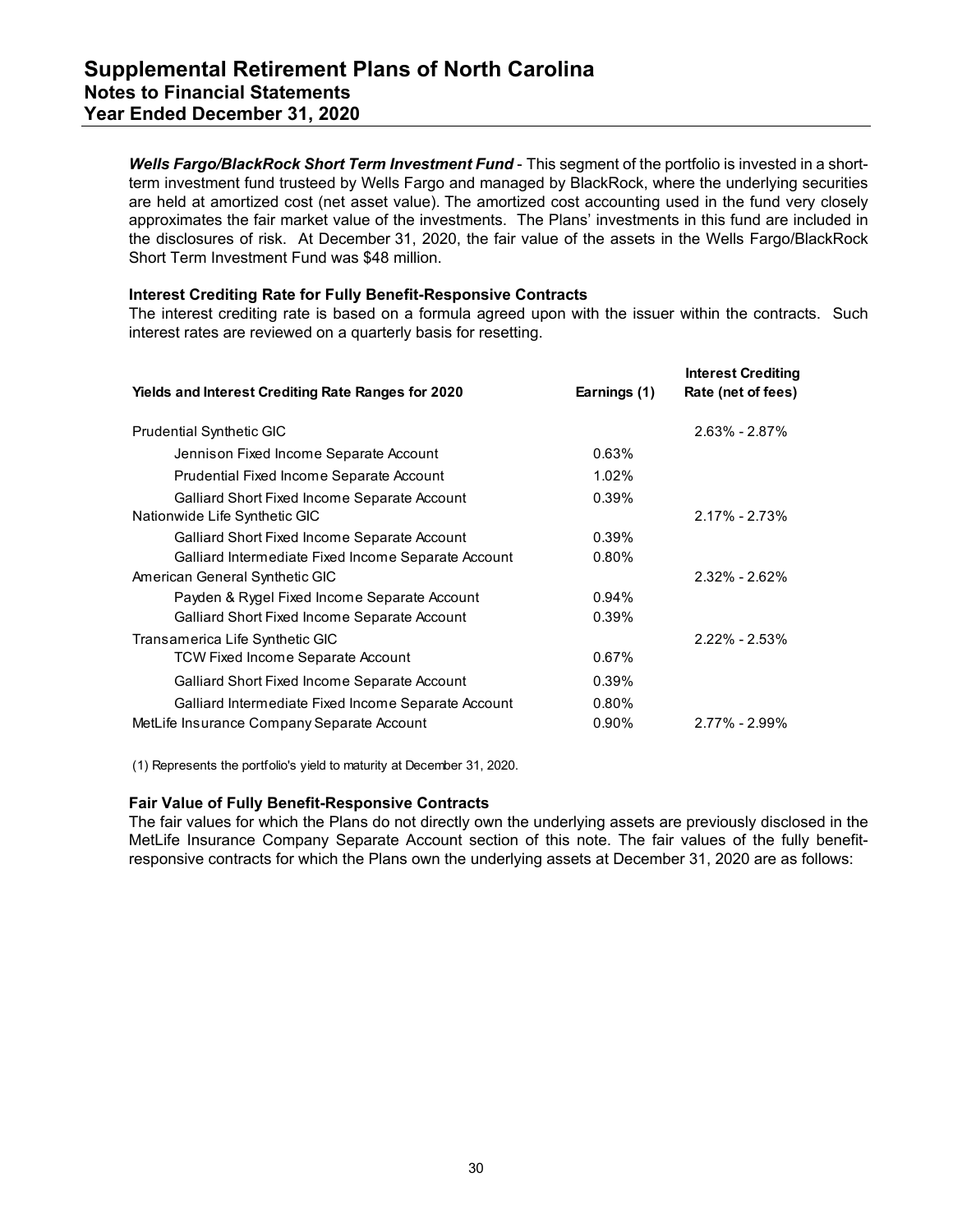***Wells Fargo/BlackRock Short Term Investment Fund*** - This segment of the portfolio is invested in a short-term investment fund trusteed by Wells Fargo and managed by BlackRock, where the underlying securities are held at amortized cost (net asset value). The amortized cost accounting used in the fund very closely approximates the fair market value of the investments. The Plans' investments in this fund are included in the disclosures of risk. At December 31, 2020, the fair value of the assets in the Wells Fargo/BlackRock Short Term Investment Fund was $48 million.

**Interest Crediting Rate for Fully Benefit-Responsive Contracts**

The interest crediting rate is based on a formula agreed upon with the issuer within the contracts. Such interest rates are reviewed on a quarterly basis for resetting.

| Yields and Interest Crediting Rate Ranges for 2020 | Earnings (1) | Interest Crediting Rate (net of fees) |
|---|---|---|
| Prudential Synthetic GIC | | 2.63% - 2.87% |
| Jennison Fixed Income Separate Account | 0.63% | |
| Prudential Fixed Income Separate Account | 1.02% | |
| Galliard Short Fixed Income Separate Account | 0.39% | |
| Nationwide Life Synthetic GIC | | 2.17% - 2.73% |
| Galliard Short Fixed Income Separate Account | 0.39% | |
| Galliard Intermediate Fixed Income Separate Account | 0.80% | |
| American General Synthetic GIC | | 2.32% - 2.62% |
| Payden & Rygel Fixed Income Separate Account | 0.94% | |
| Galliard Short Fixed Income Separate Account | 0.39% | |
| Transamerica Life Synthetic GIC | | 2.22% - 2.53% |
| TCW Fixed Income Separate Account | 0.67% | |
| Galliard Short Fixed Income Separate Account | 0.39% | |
| Galliard Intermediate Fixed Income Separate Account | 0.80% | |
| MetLife Insurance Company Separate Account | 0.90% | 2.77% - 2.99% |

(1) Represents the portfolio's yield to maturity at December 31, 2020.

**Fair Value of Fully Benefit-Responsive Contracts**

The fair values for which the Plans do not directly own the underlying assets are previously disclosed in the MetLife Insurance Company Separate Account section of this note. The fair values of the fully benefit-responsive contracts for which the Plans own the underlying assets at December 31, 2020 are as follows: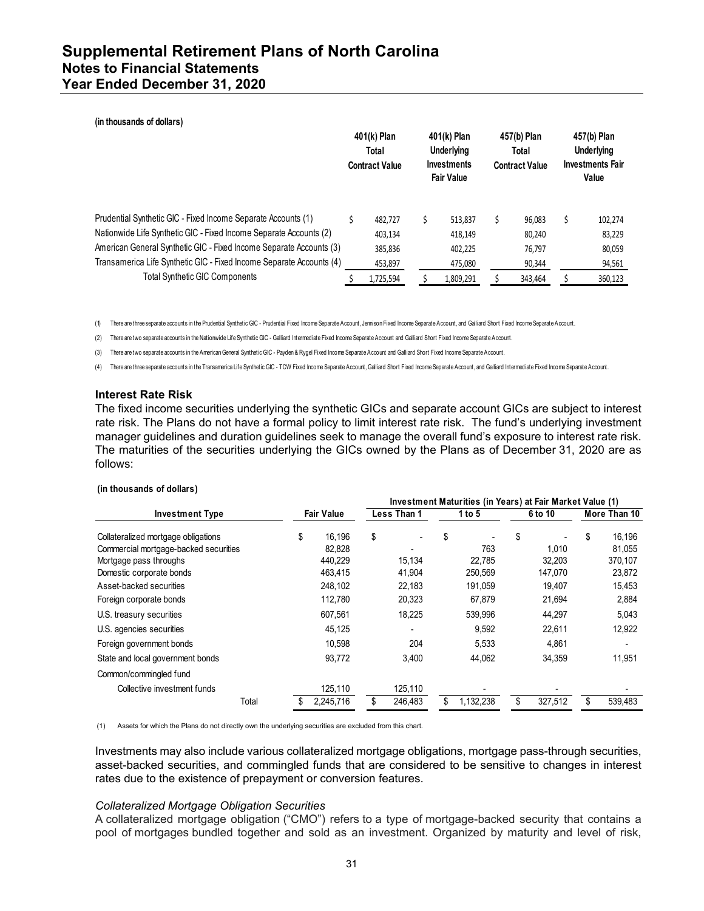(in thousands of dollars)

| | 401(k) Plan Total Contract Value | 401(k) Plan Underlying Investments Fair Value | 457(b) Plan Total Contract Value | 457(b) Plan Underlying Investments Fair Value |
|---|---|---|---|---|
| Prudential Synthetic GIC - Fixed Income Separate Accounts (1) | $ 482,727 | $ 513,837 | $ 96,083 | $ 102,274 |
| Nationwide Life Synthetic GIC - Fixed Income Separate Accounts (2) | 403,134 | 418,149 | 80,240 | 83,229 |
| American General Synthetic GIC - Fixed Income Separate Accounts (3) | 385,836 | 402,225 | 76,797 | 80,059 |
| Transamerica Life Synthetic GIC - Fixed Income Separate Accounts (4) | 453,897 | 475,080 | 90,344 | 94,561 |
| Total Synthetic GIC Components | $ 1,725,594 | $ 1,809,291 | $ 343,464 | $ 360,123 |

(1) There are three separate accounts in the Prudential Synthetic GIC - Prudential Fixed Income Separate Account, Jennison Fixed Income Separate Account, and Galliard Short Fixed Income Separate Account.

(2) There are two separate accounts in the Nationwide Life Synthetic GIC - Galliard Intermediate Fixed Income Separate Account and Galliard Short Fixed Income Separate Account.

(3) There are two separate accounts in the American General Synthetic GIC - Payden & Rygel Fixed Income Separate Account and Galliard Short Fixed Income Separate Account.

(4) There are three separate accounts in the Transamerica Life Synthetic GIC - TCW Fixed Income Separate Account, Galliard Short Fixed Income Separate Account, and Galliard Intermediate Fixed Income Separate Account.

### Interest Rate Risk

The fixed income securities underlying the synthetic GICs and separate account GICs are subject to interest rate risk. The Plans do not have a formal policy to limit interest rate risk. The fund's underlying investment manager guidelines and duration guidelines seek to manage the overall fund's exposure to interest rate risk. The maturities of the securities underlying the GICs owned by the Plans as of December 31, 2020 are as follows:

(in thousands of dollars)

| | | Investment Maturities (in Years) at Fair Market Value (1) | | | |
|---|---|---|---|---|---|
| Investment Type | Fair Value | Less Than 1 | 1 to 5 | 6 to 10 | More Than 10 |
| Collateralized mortgage obligations | $ 16,196 | $ - | $ - | $ - | $ 16,196 |
| Commercial mortgage-backed securities | 82,828 | - | 763 | 1,010 | 81,055 |
| Mortgage pass throughs | 440,229 | 15,134 | 22,785 | 32,203 | 370,107 |
| Domestic corporate bonds | 463,415 | 41,904 | 250,569 | 147,070 | 23,872 |
| Asset-backed securities | 248,102 | 22,183 | 191,059 | 19,407 | 15,453 |
| Foreign corporate bonds | 112,780 | 20,323 | 67,879 | 21,694 | 2,884 |
| U.S. treasury securities | 607,561 | 18,225 | 539,996 | 44,297 | 5,043 |
| U.S. agencies securities | 45,125 | - | 9,592 | 22,611 | 12,922 |
| Foreign government bonds | 10,598 | 204 | 5,533 | 4,861 | - |
| State and local government bonds | 93,772 | 3,400 | 44,062 | 34,359 | 11,951 |
| Common/commingled fund | | | | | |
| Collective investment funds | 125,110 | 125,110 | - | - | - |
| Total | $ 2,245,716 | $ 246,483 | $ 1,132,238 | $ 327,512 | $ 539,483 |

(1) Assets for which the Plans do not directly own the underlying securities are excluded from this chart.

Investments may also include various collateralized mortgage obligations, mortgage pass-through securities, asset-backed securities, and commingled funds that are considered to be sensitive to changes in interest rates due to the existence of prepayment or conversion features.

*Collateralized Mortgage Obligation Securities*

A collateralized mortgage obligation ("CMO") refers to a type of mortgage-backed security that contains a pool of mortgages bundled together and sold as an investment. Organized by maturity and level of risk,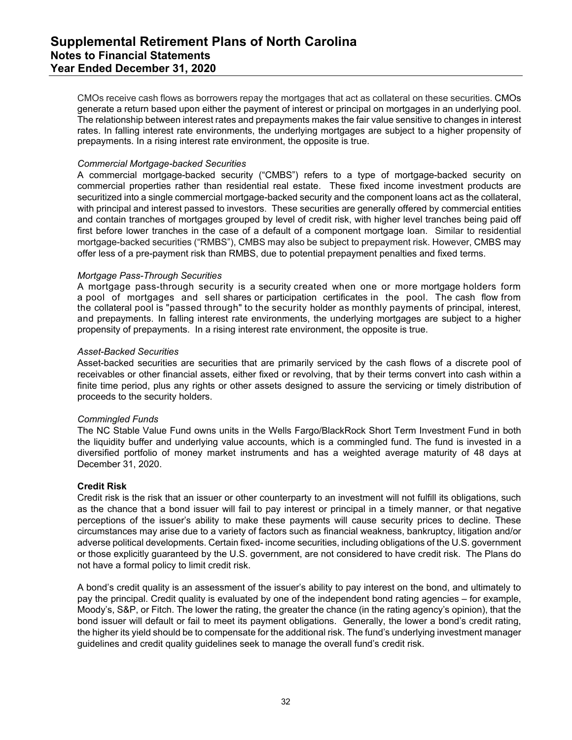CMOs receive cash flows as borrowers repay the mortgages that act as collateral on these securities. CMOs generate a return based upon either the payment of interest or principal on mortgages in an underlying pool. The relationship between interest rates and prepayments makes the fair value sensitive to changes in interest rates. In falling interest rate environments, the underlying mortgages are subject to a higher propensity of prepayments. In a rising interest rate environment, the opposite is true.

*Commercial Mortgage-backed Securities*

A commercial mortgage-backed security ("CMBS") refers to a type of mortgage-backed security on commercial properties rather than residential real estate. These fixed income investment products are securitized into a single commercial mortgage-backed security and the component loans act as the collateral, with principal and interest passed to investors. These securities are generally offered by commercial entities and contain tranches of mortgages grouped by level of credit risk, with higher level tranches being paid off first before lower tranches in the case of a default of a component mortgage loan. Similar to residential mortgage-backed securities ("RMBS"), CMBS may also be subject to prepayment risk. However, CMBS may offer less of a pre-payment risk than RMBS, due to potential prepayment penalties and fixed terms.

*Mortgage Pass-Through Securities*

A mortgage pass-through security is a security created when one or more mortgage holders form a pool of mortgages and sell shares or participation certificates in the pool. The cash flow from the collateral pool is "passed through" to the security holder as monthly payments of principal, interest, and prepayments. In falling interest rate environments, the underlying mortgages are subject to a higher propensity of prepayments. In a rising interest rate environment, the opposite is true.

*Asset-Backed Securities*

Asset-backed securities are securities that are primarily serviced by the cash flows of a discrete pool of receivables or other financial assets, either fixed or revolving, that by their terms convert into cash within a finite time period, plus any rights or other assets designed to assure the servicing or timely distribution of proceeds to the security holders.

*Commingled Funds*

The NC Stable Value Fund owns units in the Wells Fargo/BlackRock Short Term Investment Fund in both the liquidity buffer and underlying value accounts, which is a commingled fund. The fund is invested in a diversified portfolio of money market instruments and has a weighted average maturity of 48 days at December 31, 2020.

**Credit Risk**

Credit risk is the risk that an issuer or other counterparty to an investment will not fulfill its obligations, such as the chance that a bond issuer will fail to pay interest or principal in a timely manner, or that negative perceptions of the issuer's ability to make these payments will cause security prices to decline. These circumstances may arise due to a variety of factors such as financial weakness, bankruptcy, litigation and/or adverse political developments. Certain fixed- income securities, including obligations of the U.S. government or those explicitly guaranteed by the U.S. government, are not considered to have credit risk. The Plans do not have a formal policy to limit credit risk.

A bond's credit quality is an assessment of the issuer's ability to pay interest on the bond, and ultimately to pay the principal. Credit quality is evaluated by one of the independent bond rating agencies – for example, Moody's, S&P, or Fitch. The lower the rating, the greater the chance (in the rating agency's opinion), that the bond issuer will default or fail to meet its payment obligations. Generally, the lower a bond's credit rating, the higher its yield should be to compensate for the additional risk. The fund's underlying investment manager guidelines and credit quality guidelines seek to manage the overall fund's credit risk.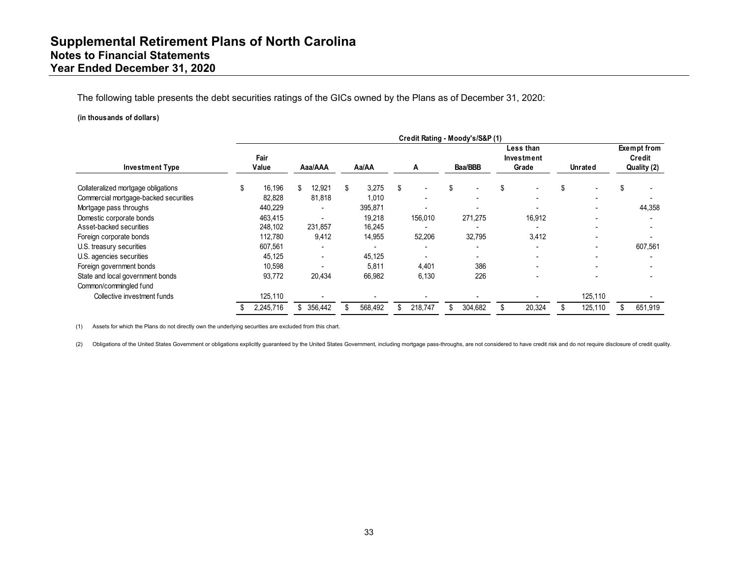# Supplemental Retirement Plans of North Carolina
## Notes to Financial Statements
## Year Ended December 31, 2020

The following table presents the debt securities ratings of the GICs owned by the Plans as of December 31, 2020:

**(in thousands of dollars)**

| | | Credit Rating - Moody's/S&P (1) | | | | | | |
|---|---|---|---|---|---|---|---|---|
| **Investment Type** | **Fair Value** | **Aaa/AAA** | **Aa/AA** | **A** | **Baa/BBB** | **Less than Investment Grade** | **Unrated** | **Exempt from Credit Quality (2)** |
| Collateralized mortgage obligations | $ 16,196 | $ 12,921 | $ 3,275 | $ - | $ - | $ - | $ - | $ - |
| Commercial mortgage-backed securities | 82,828 | 81,818 | 1,010 | - | - | - | - | - |
| Mortgage pass throughs | 440,229 | - | 395,871 | - | - | - | - | 44,358 |
| Domestic corporate bonds | 463,415 | - | 19,218 | 156,010 | 271,275 | 16,912 | - | - |
| Asset-backed securities | 248,102 | 231,857 | 16,245 | - | - | - | - | - |
| Foreign corporate bonds | 112,780 | 9,412 | 14,955 | 52,206 | 32,795 | 3,412 | - | - |
| U.S. treasury securities | 607,561 | - | - | - | - | - | - | 607,561 |
| U.S. agencies securities | 45,125 | - | 45,125 | - | - | - | - | - |
| Foreign government bonds | 10,598 | - | 5,811 | 4,401 | 386 | - | - | - |
| State and local government bonds | 93,772 | 20,434 | 66,982 | 6,130 | 226 | - | - | - |
| Common/commingled fund | | | | | | | | |
| Collective investment funds | 125,110 | - | - | - | - | - | 125,110 | - |
| | $ 2,245,716 | $ 356,442 | $ 568,492 | $ 218,747 | $ 304,682 | $ 20,324 | $ 125,110 | $ 651,919 |

(1) Assets for which the Plans do not directly own the underlying securities are excluded from this chart.

(2) Obligations of the United States Government or obligations explicitly guaranteed by the United States Government, including mortgage pass-throughs, are not considered to have credit risk and do not require disclosure of credit quality.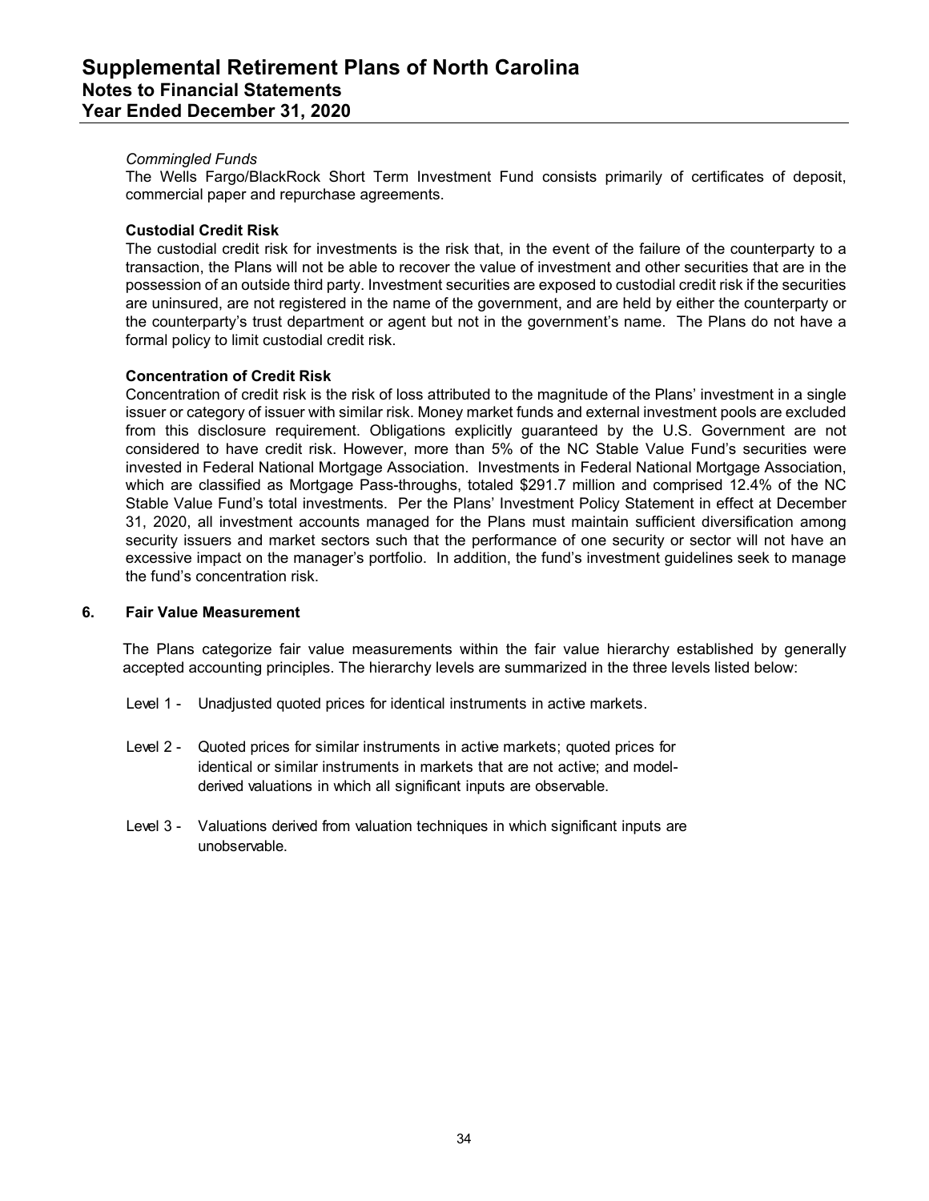*Commingled Funds*

The Wells Fargo/BlackRock Short Term Investment Fund consists primarily of certificates of deposit, commercial paper and repurchase agreements.

**Custodial Credit Risk**

The custodial credit risk for investments is the risk that, in the event of the failure of the counterparty to a transaction, the Plans will not be able to recover the value of investment and other securities that are in the possession of an outside third party. Investment securities are exposed to custodial credit risk if the securities are uninsured, are not registered in the name of the government, and are held by either the counterparty or the counterparty's trust department or agent but not in the government's name. The Plans do not have a formal policy to limit custodial credit risk.

**Concentration of Credit Risk**

Concentration of credit risk is the risk of loss attributed to the magnitude of the Plans' investment in a single issuer or category of issuer with similar risk. Money market funds and external investment pools are excluded from this disclosure requirement. Obligations explicitly guaranteed by the U.S. Government are not considered to have credit risk. However, more than 5% of the NC Stable Value Fund's securities were invested in Federal National Mortgage Association. Investments in Federal National Mortgage Association, which are classified as Mortgage Pass-throughs, totaled $291.7 million and comprised 12.4% of the NC Stable Value Fund's total investments. Per the Plans' Investment Policy Statement in effect at December 31, 2020, all investment accounts managed for the Plans must maintain sufficient diversification among security issuers and market sectors such that the performance of one security or sector will not have an excessive impact on the manager's portfolio. In addition, the fund's investment guidelines seek to manage the fund's concentration risk.

## 6. Fair Value Measurement

The Plans categorize fair value measurements within the fair value hierarchy established by generally accepted accounting principles. The hierarchy levels are summarized in the three levels listed below:

Level 1 - Unadjusted quoted prices for identical instruments in active markets.

Level 2 - Quoted prices for similar instruments in active markets; quoted prices for identical or similar instruments in markets that are not active; and model-derived valuations in which all significant inputs are observable.

Level 3 - Valuations derived from valuation techniques in which significant inputs are unobservable.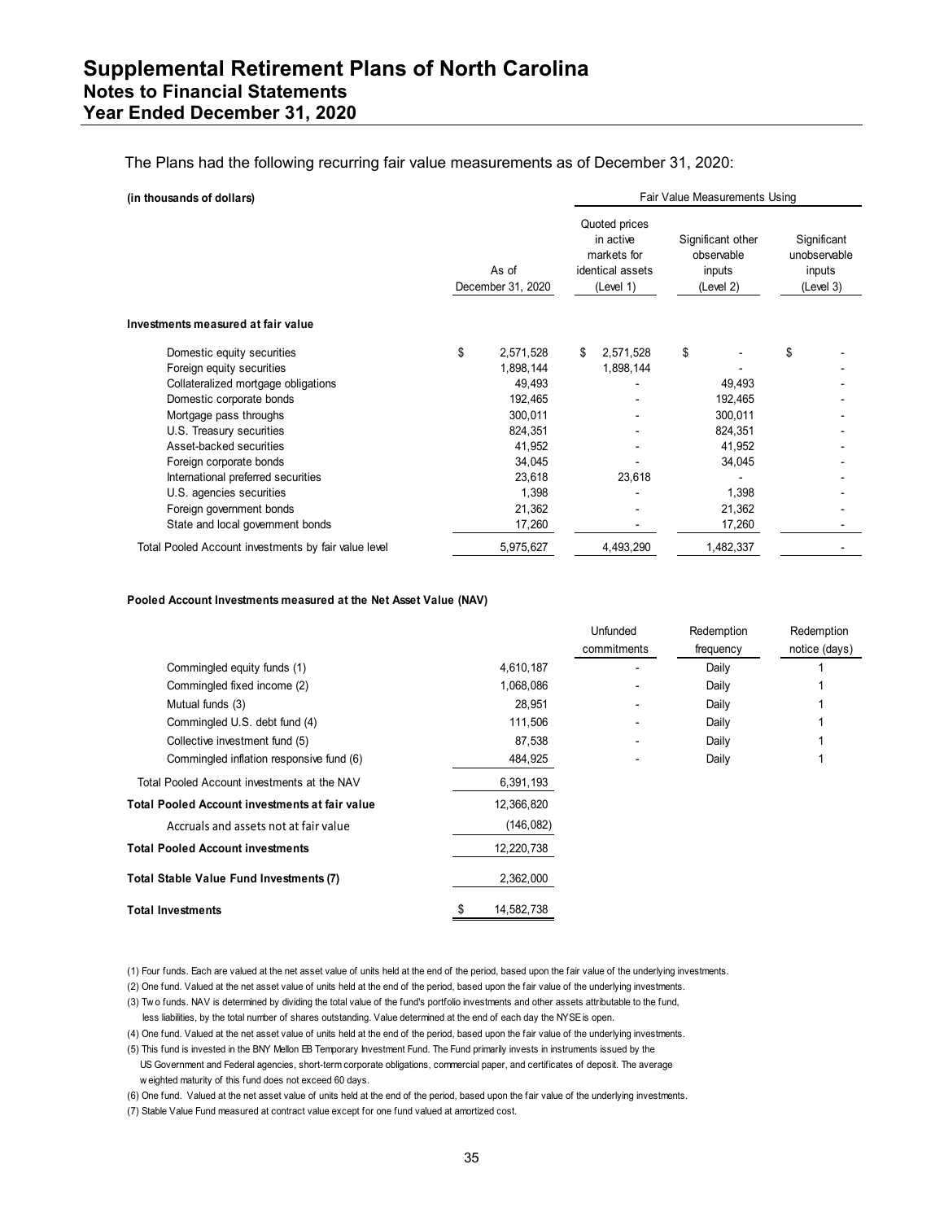# Supplemental Retirement Plans of North Carolina
## Notes to Financial Statements
## Year Ended December 31, 2020

The Plans had the following recurring fair value measurements as of December 31, 2020:

| (in thousands of dollars) | | Fair Value Measurements Using | | |
|---|---|---|---|---|
| | As of December 31, 2020 | Quoted prices in active markets for identical assets (Level 1) | Significant other observable inputs (Level 2) | Significant unobservable inputs (Level 3) |
| **Investments measured at fair value** | | | | |
| Domestic equity securities | $ 2,571,528 | $ 2,571,528 | $ - | $ - |
| Foreign equity securities | 1,898,144 | 1,898,144 | - | - |
| Collateralized mortgage obligations | 49,493 | - | 49,493 | - |
| Domestic corporate bonds | 192,465 | - | 192,465 | - |
| Mortgage pass throughs | 300,011 | - | 300,011 | - |
| U.S. Treasury securities | 824,351 | - | 824,351 | - |
| Asset-backed securities | 41,952 | - | 41,952 | - |
| Foreign corporate bonds | 34,045 | - | 34,045 | - |
| International preferred securities | 23,618 | 23,618 | - | - |
| U.S. agencies securities | 1,398 | - | 1,398 | - |
| Foreign government bonds | 21,362 | - | 21,362 | - |
| State and local government bonds | 17,260 | - | 17,260 | - |
| Total Pooled Account investments by fair value level | 5,975,627 | 4,493,290 | 1,482,337 | - |

**Pooled Account Investments measured at the Net Asset Value (NAV)**

| | | Unfunded commitments | Redemption frequency | Redemption notice (days) |
|---|---|---|---|---|
| Commingled equity funds (1) | 4,610,187 | - | Daily | 1 |
| Commingled fixed income (2) | 1,068,086 | - | Daily | 1 |
| Mutual funds (3) | 28,951 | - | Daily | 1 |
| Commingled U.S. debt fund (4) | 111,506 | - | Daily | 1 |
| Collective investment fund (5) | 87,538 | - | Daily | 1 |
| Commingled inflation responsive fund (6) | 484,925 | - | Daily | 1 |
| Total Pooled Account investments at the NAV | 6,391,193 | | | |
| **Total Pooled Account investments at fair value** | 12,366,820 | | | |
| Accruals and assets not at fair value | (146,082) | | | |
| **Total Pooled Account investments** | 12,220,738 | | | |
| **Total Stable Value Fund Investments (7)** | 2,362,000 | | | |
| **Total Investments** | $ 14,582,738 | | | |

(1) Four funds. Each are valued at the net asset value of units held at the end of the period, based upon the fair value of the underlying investments.

(2) One fund. Valued at the net asset value of units held at the end of the period, based upon the fair value of the underlying investments.

(3) Two funds. NAV is determined by dividing the total value of the fund's portfolio investments and other assets attributable to the fund, less liabilities, by the total number of shares outstanding. Value determined at the end of each day the NYSE is open.

(4) One fund. Valued at the net asset value of units held at the end of the period, based upon the fair value of the underlying investments.

(5) This fund is invested in the BNY Mellon EB Temporary Investment Fund. The Fund primarily invests in instruments issued by the US Government and Federal agencies, short-term corporate obligations, commercial paper, and certificates of deposit. The average weighted maturity of this fund does not exceed 60 days.

(6) One fund. Valued at the net asset value of units held at the end of the period, based upon the fair value of the underlying investments.

(7) Stable Value Fund measured at contract value except for one fund valued at amortized cost.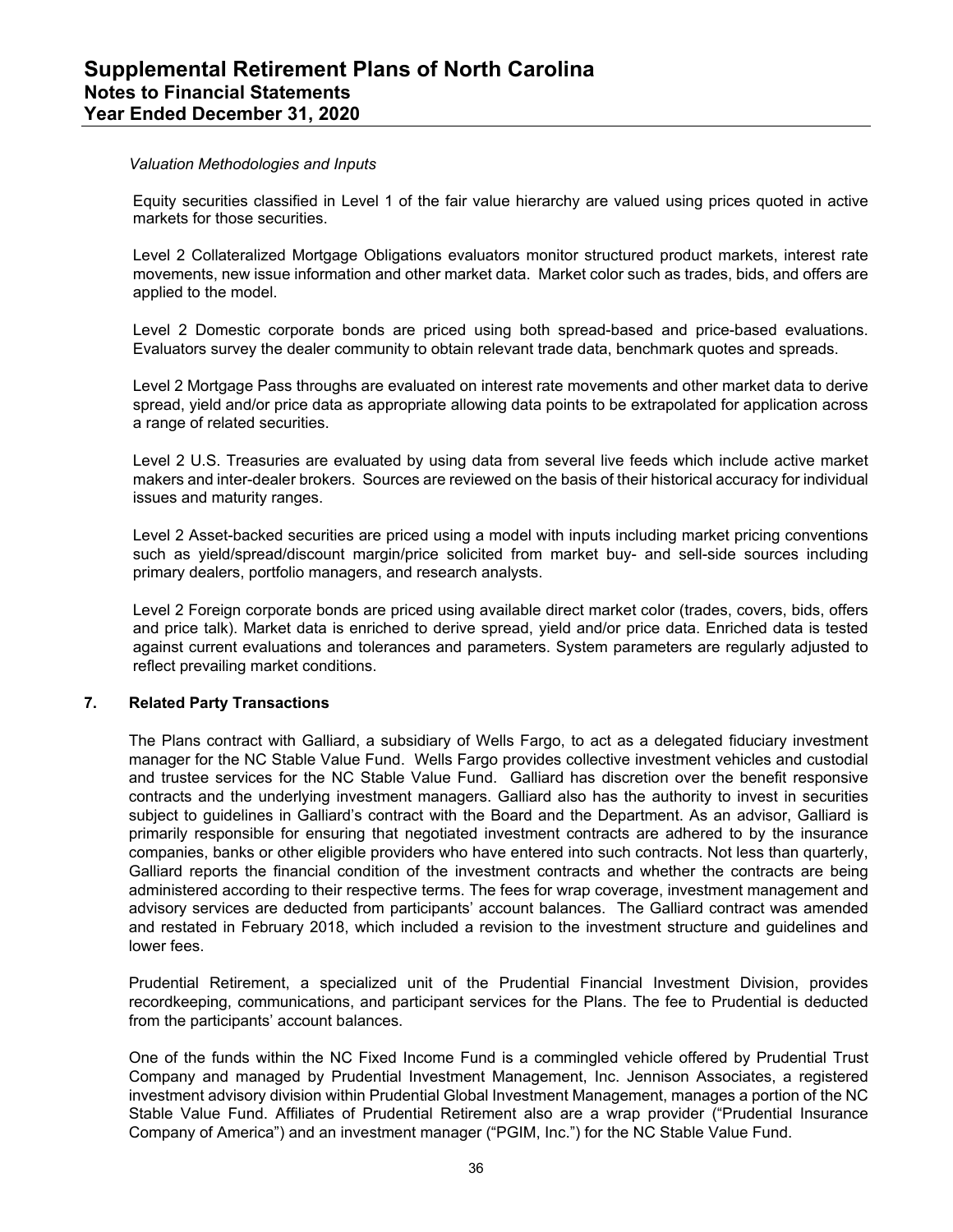*Valuation Methodologies and Inputs*

Equity securities classified in Level 1 of the fair value hierarchy are valued using prices quoted in active markets for those securities.

Level 2 Collateralized Mortgage Obligations evaluators monitor structured product markets, interest rate movements, new issue information and other market data. Market color such as trades, bids, and offers are applied to the model.

Level 2 Domestic corporate bonds are priced using both spread-based and price-based evaluations. Evaluators survey the dealer community to obtain relevant trade data, benchmark quotes and spreads.

Level 2 Mortgage Pass throughs are evaluated on interest rate movements and other market data to derive spread, yield and/or price data as appropriate allowing data points to be extrapolated for application across a range of related securities.

Level 2 U.S. Treasuries are evaluated by using data from several live feeds which include active market makers and inter-dealer brokers. Sources are reviewed on the basis of their historical accuracy for individual issues and maturity ranges.

Level 2 Asset-backed securities are priced using a model with inputs including market pricing conventions such as yield/spread/discount margin/price solicited from market buy- and sell-side sources including primary dealers, portfolio managers, and research analysts.

Level 2 Foreign corporate bonds are priced using available direct market color (trades, covers, bids, offers and price talk). Market data is enriched to derive spread, yield and/or price data. Enriched data is tested against current evaluations and tolerances and parameters. System parameters are regularly adjusted to reflect prevailing market conditions.

## 7. Related Party Transactions

The Plans contract with Galliard, a subsidiary of Wells Fargo, to act as a delegated fiduciary investment manager for the NC Stable Value Fund. Wells Fargo provides collective investment vehicles and custodial and trustee services for the NC Stable Value Fund. Galliard has discretion over the benefit responsive contracts and the underlying investment managers. Galliard also has the authority to invest in securities subject to guidelines in Galliard's contract with the Board and the Department. As an advisor, Galliard is primarily responsible for ensuring that negotiated investment contracts are adhered to by the insurance companies, banks or other eligible providers who have entered into such contracts. Not less than quarterly, Galliard reports the financial condition of the investment contracts and whether the contracts are being administered according to their respective terms. The fees for wrap coverage, investment management and advisory services are deducted from participants' account balances. The Galliard contract was amended and restated in February 2018, which included a revision to the investment structure and guidelines and lower fees.

Prudential Retirement, a specialized unit of the Prudential Financial Investment Division, provides recordkeeping, communications, and participant services for the Plans. The fee to Prudential is deducted from the participants' account balances.

One of the funds within the NC Fixed Income Fund is a commingled vehicle offered by Prudential Trust Company and managed by Prudential Investment Management, Inc. Jennison Associates, a registered investment advisory division within Prudential Global Investment Management, manages a portion of the NC Stable Value Fund. Affiliates of Prudential Retirement also are a wrap provider ("Prudential Insurance Company of America") and an investment manager ("PGIM, Inc.") for the NC Stable Value Fund.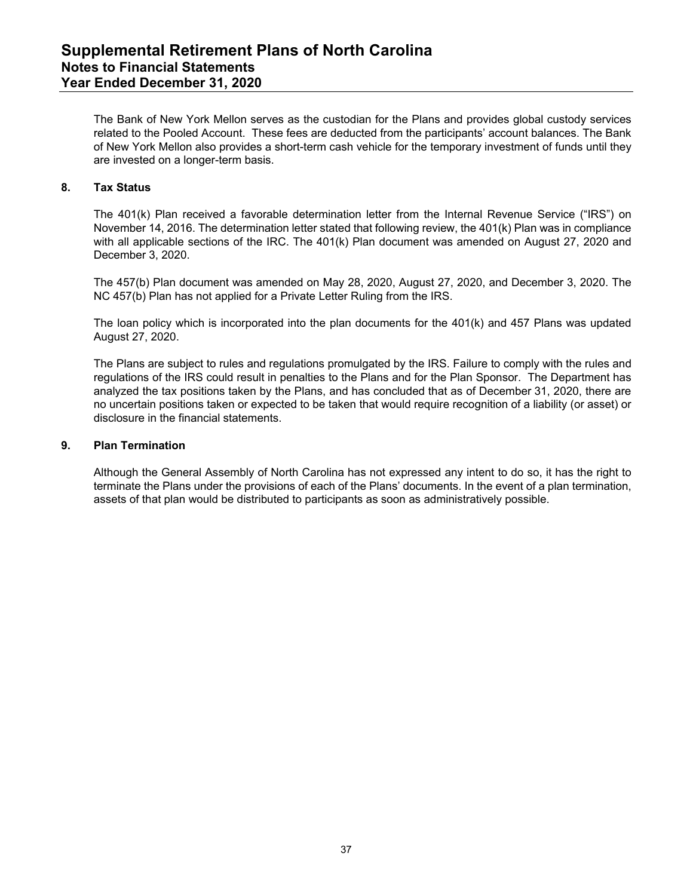The Bank of New York Mellon serves as the custodian for the Plans and provides global custody services related to the Pooled Account. These fees are deducted from the participants' account balances. The Bank of New York Mellon also provides a short-term cash vehicle for the temporary investment of funds until they are invested on a longer-term basis.

## 8. Tax Status

The 401(k) Plan received a favorable determination letter from the Internal Revenue Service ("IRS") on November 14, 2016. The determination letter stated that following review, the 401(k) Plan was in compliance with all applicable sections of the IRC. The 401(k) Plan document was amended on August 27, 2020 and December 3, 2020.

The 457(b) Plan document was amended on May 28, 2020, August 27, 2020, and December 3, 2020. The NC 457(b) Plan has not applied for a Private Letter Ruling from the IRS.

The loan policy which is incorporated into the plan documents for the 401(k) and 457 Plans was updated August 27, 2020.

The Plans are subject to rules and regulations promulgated by the IRS. Failure to comply with the rules and regulations of the IRS could result in penalties to the Plans and for the Plan Sponsor. The Department has analyzed the tax positions taken by the Plans, and has concluded that as of December 31, 2020, there are no uncertain positions taken or expected to be taken that would require recognition of a liability (or asset) or disclosure in the financial statements.

## 9. Plan Termination

Although the General Assembly of North Carolina has not expressed any intent to do so, it has the right to terminate the Plans under the provisions of each of the Plans' documents. In the event of a plan termination, assets of that plan would be distributed to participants as soon as administratively possible.